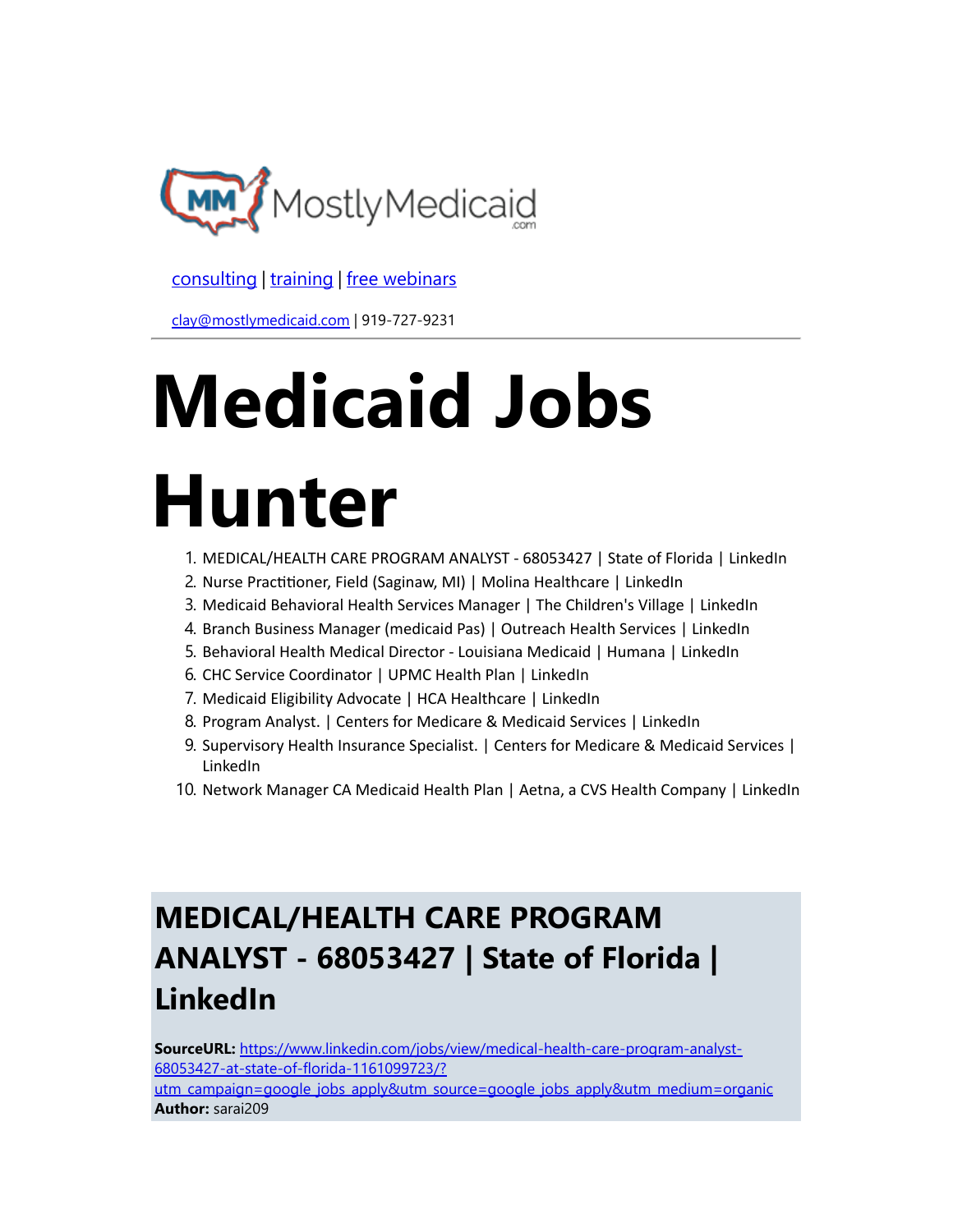MostlyMedicaid.com

[consulting](#) | [training](#) | [free webinars](#)

[clay@mostlymedicaid.com](mailto:clay@mostlymedicaid.com) | 919-727-9231

# Medicaid Jobs Hunter

1. MEDICAL/HEALTH CARE PROGRAM ANALYST - 68053427 | State of Florida | LinkedIn
2. Nurse Practitioner, Field (Saginaw, MI) | Molina Healthcare | LinkedIn
3. Medicaid Behavioral Health Services Manager | The Children's Village | LinkedIn
4. Branch Business Manager (medicaid Pas) | Outreach Health Services | LinkedIn
5. Behavioral Health Medical Director - Louisiana Medicaid | Humana | LinkedIn
6. CHC Service Coordinator | UPMC Health Plan | LinkedIn
7. Medicaid Eligibility Advocate | HCA Healthcare | LinkedIn
8. Program Analyst. | Centers for Medicare & Medicaid Services | LinkedIn
9. Supervisory Health Insurance Specialist. | Centers for Medicare & Medicaid Services | LinkedIn
10. Network Manager CA Medicaid Health Plan | Aetna, a CVS Health Company | LinkedIn

## MEDICAL/HEALTH CARE PROGRAM ANALYST - 68053427 | State of Florida | LinkedIn

**SourceURL:** [https://www.linkedin.com/jobs/view/medical-health-care-program-analyst-68053427-at-state-of-florida-1161099723/?utm_campaign=google_jobs_apply&utm_source=google_jobs_apply&utm_medium=organic](https://www.linkedin.com/jobs/view/medical-health-care-program-analyst-68053427-at-state-of-florida-1161099723/?utm_campaign=google_jobs_apply&utm_source=google_jobs_apply&utm_medium=organic)
**Author:** sarai209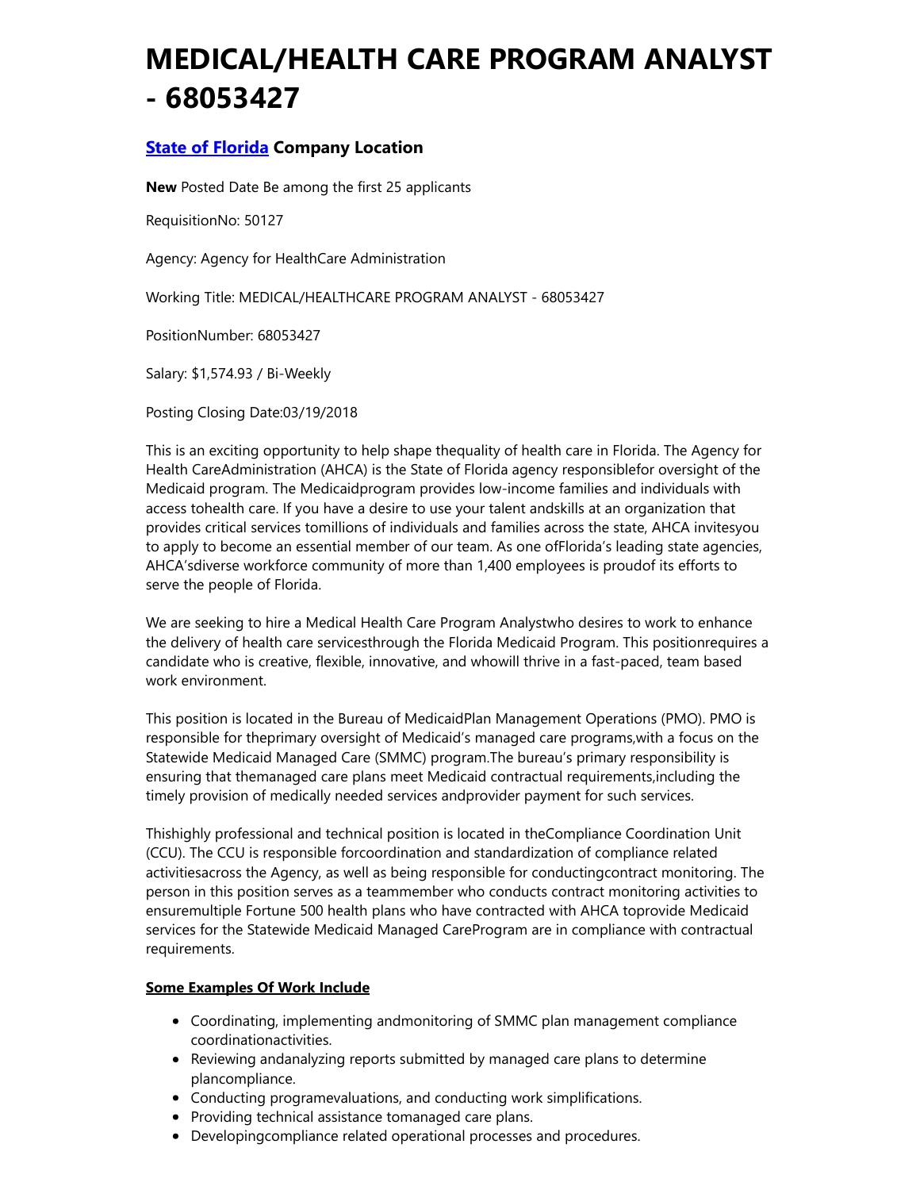# MEDICAL/HEALTH CARE PROGRAM ANALYST - 68053427

### [State of Florida](#) Company Location

**New** Posted Date Be among the first 25 applicants

RequisitionNo: 50127

Agency: Agency for HealthCare Administration

Working Title: MEDICAL/HEALTHCARE PROGRAM ANALYST - 68053427

PositionNumber: 68053427

Salary: $1,574.93 / Bi-Weekly

Posting Closing Date:03/19/2018

This is an exciting opportunity to help shape thequality of health care in Florida. The Agency for Health CareAdministration (AHCA) is the State of Florida agency responsiblefor oversight of the Medicaid program. The Medicaidprogram provides low-income families and individuals with access tohealth care. If you have a desire to use your talent andskills at an organization that provides critical services tomillions of individuals and families across the state, AHCA invitesyou to apply to become an essential member of our team. As one ofFlorida's leading state agencies, AHCA'sdiverse workforce community of more than 1,400 employees is proudof its efforts to serve the people of Florida.

We are seeking to hire a Medical Health Care Program Analystwho desires to work to enhance the delivery of health care servicesthrough the Florida Medicaid Program. This positionrequires a candidate who is creative, flexible, innovative, and whowill thrive in a fast-paced, team based work environment.

This position is located in the Bureau of MedicaidPlan Management Operations (PMO). PMO is responsible for theprimary oversight of Medicaid's managed care programs,with a focus on the Statewide Medicaid Managed Care (SMMC) program.The bureau's primary responsibility is ensuring that themanaged care plans meet Medicaid contractual requirements,including the timely provision of medically needed services andprovider payment for such services.

Thishighly professional and technical position is located in theCompliance Coordination Unit (CCU). The CCU is responsible forcoordination and standardization of compliance related activitiesacross the Agency, as well as being responsible for conductingcontract monitoring. The person in this position serves as a teammember who conducts contract monitoring activities to ensuremultiple Fortune 500 health plans who have contracted with AHCA toprovide Medicaid services for the Statewide Medicaid Managed CareProgram are in compliance with contractual requirements.

**Some Examples Of Work Include**

- Coordinating, implementing andmonitoring of SMMC plan management compliance coordinationactivities.
- Reviewing andanalyzing reports submitted by managed care plans to determine plancompliance.
- Conducting programevaluations, and conducting work simplifications.
- Providing technical assistance tomanaged care plans.
- Developingcompliance related operational processes and procedures.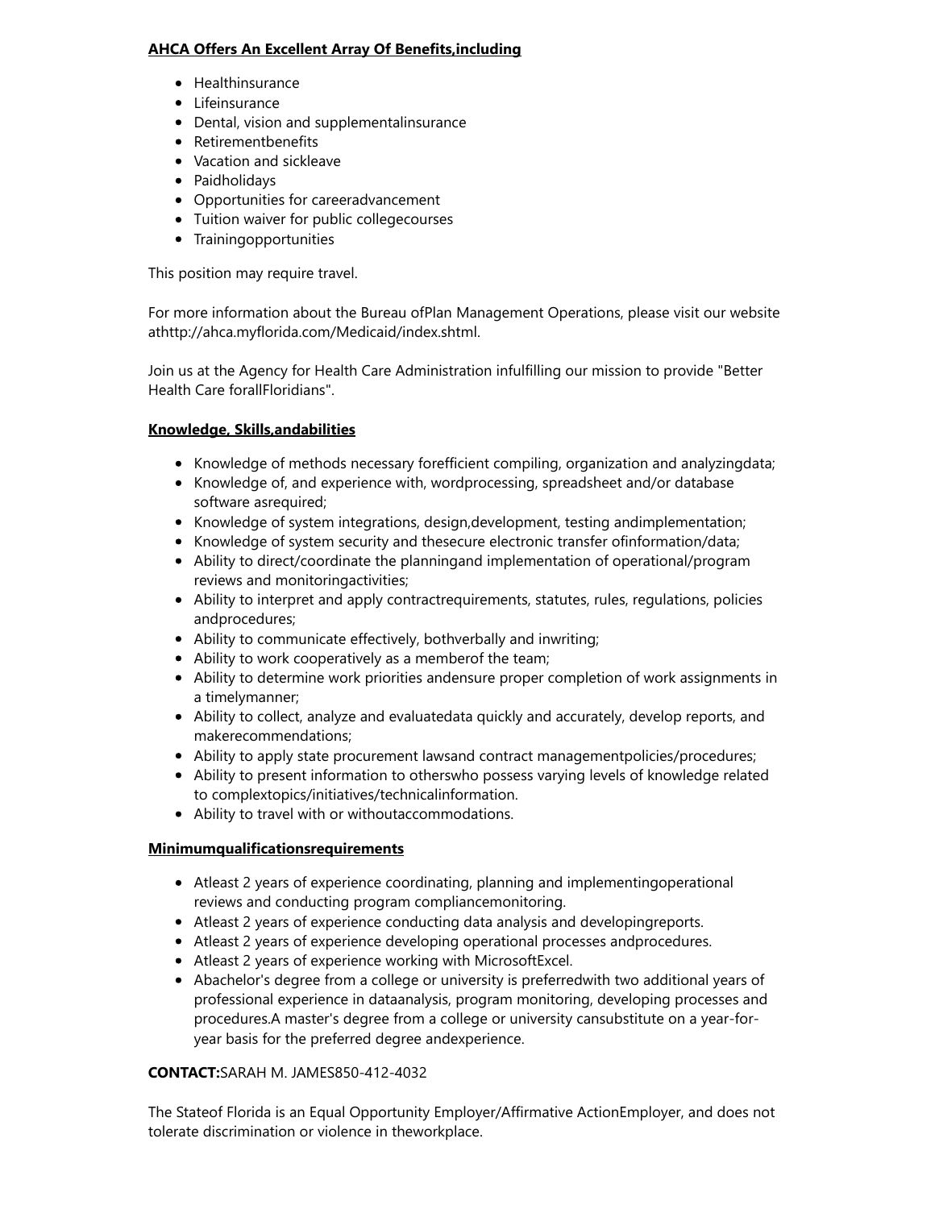**AHCA Offers An Excellent Array Of Benefits,including**

- Healthinsurance
- Lifeinsurance
- Dental, vision and supplementalinsurance
- Retirementbenefits
- Vacation and sickleave
- Paidholidays
- Opportunities for careeradvancement
- Tuition waiver for public collegecourses
- Trainingopportunities

This position may require travel.

For more information about the Bureau ofPlan Management Operations, please visit our website athttp://ahca.myflorida.com/Medicaid/index.shtml.

Join us at the Agency for Health Care Administration infulfilling our mission to provide "Better Health Care forallFloridians".

**Knowledge, Skills,andabilities**

- Knowledge of methods necessary forefficient compiling, organization and analyzingdata;
- Knowledge of, and experience with, wordprocessing, spreadsheet and/or database software asrequired;
- Knowledge of system integrations, design,development, testing andimplementation;
- Knowledge of system security and thesecure electronic transfer ofinformation/data;
- Ability to direct/coordinate the planningand implementation of operational/program reviews and monitoringactivities;
- Ability to interpret and apply contractrequirements, statutes, rules, regulations, policies andprocedures;
- Ability to communicate effectively, bothverbally and inwriting;
- Ability to work cooperatively as a memberof the team;
- Ability to determine work priorities andensure proper completion of work assignments in a timelymanner;
- Ability to collect, analyze and evaluatedata quickly and accurately, develop reports, and makerecommendations;
- Ability to apply state procurement lawsand contract managementpolicies/procedures;
- Ability to present information to otherswho possess varying levels of knowledge related to complextopics/initiatives/technicalinformation.
- Ability to travel with or withoutaccommodations.

**Minimumqualificationsrequirements**

- Atleast 2 years of experience coordinating, planning and implementingoperational reviews and conducting program compliancemonitoring.
- Atleast 2 years of experience conducting data analysis and developingreports.
- Atleast 2 years of experience developing operational processes andprocedures.
- Atleast 2 years of experience working with MicrosoftExcel.
- Abachelor's degree from a college or university is preferredwith two additional years of professional experience in dataanalysis, program monitoring, developing processes and procedures.A master's degree from a college or university cansubstitute on a year-for-year basis for the preferred degree andexperience.

**CONTACT:**SARAH M. JAMES850-412-4032

The Stateof Florida is an Equal Opportunity Employer/Affirmative ActionEmployer, and does not tolerate discrimination or violence in theworkplace.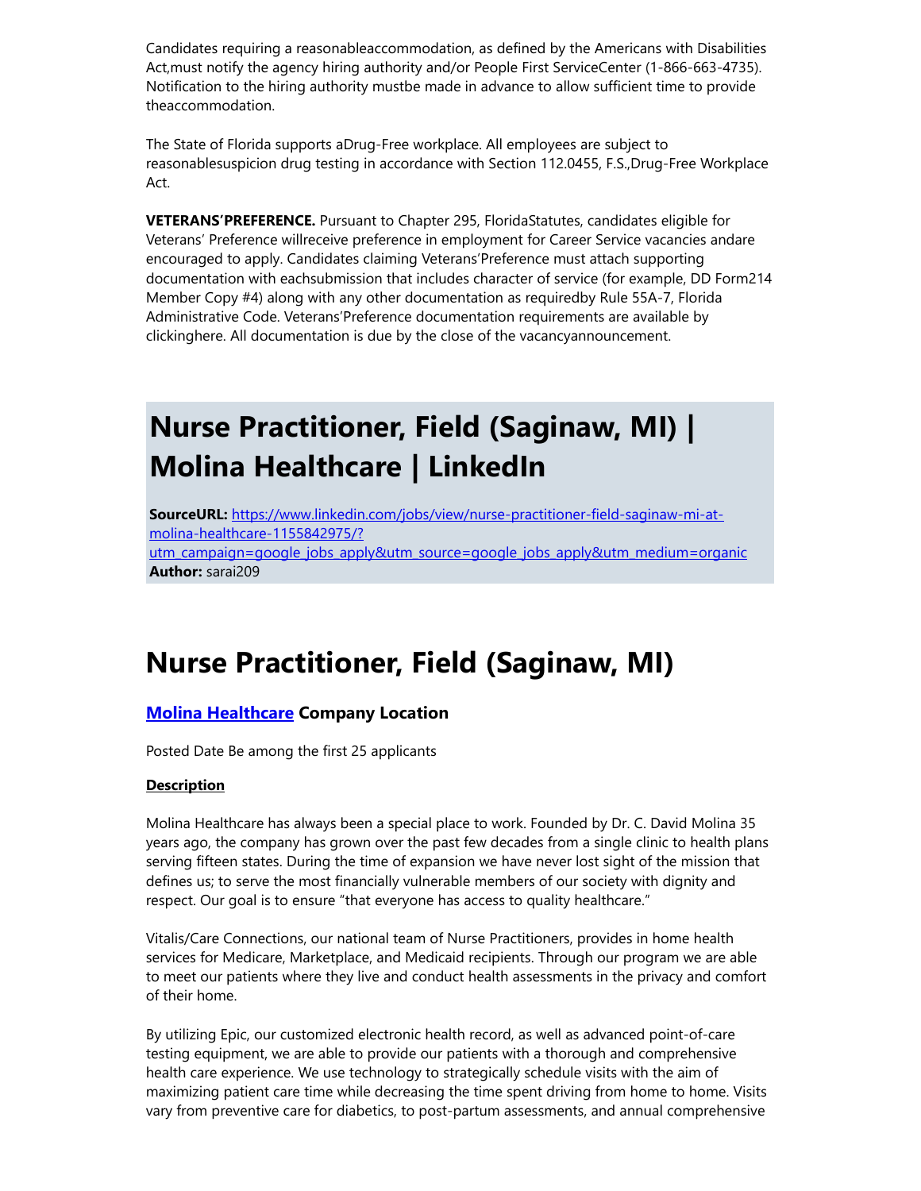Candidates requiring a reasonableaccommodation, as defined by the Americans with Disabilities Act,must notify the agency hiring authority and/or People First ServiceCenter (1-866-663-4735). Notification to the hiring authority mustbe made in advance to allow sufficient time to provide theaccommodation.

The State of Florida supports aDrug-Free workplace. All employees are subject to reasonablesuspicion drug testing in accordance with Section 112.0455, F.S.,Drug-Free Workplace Act.

**VETERANS'PREFERENCE.** Pursuant to Chapter 295, FloridaStatutes, candidates eligible for Veterans' Preference willreceive preference in employment for Career Service vacancies andare encouraged to apply. Candidates claiming Veterans'Preference must attach supporting documentation with eachsubmission that includes character of service (for example, DD Form214 Member Copy #4) along with any other documentation as requiredby Rule 55A-7, Florida Administrative Code. Veterans'Preference documentation requirements are available by clickinghere. All documentation is due by the close of the vacancyannouncement.

# Nurse Practitioner, Field (Saginaw, MI) | Molina Healthcare | LinkedIn

**SourceURL:** [https://www.linkedin.com/jobs/view/nurse-practitioner-field-saginaw-mi-at-molina-healthcare-1155842975/?utm_campaign=google_jobs_apply&utm_source=google_jobs_apply&utm_medium=organic](https://www.linkedin.com/jobs/view/nurse-practitioner-field-saginaw-mi-at-molina-healthcare-1155842975/?utm_campaign=google_jobs_apply&utm_source=google_jobs_apply&utm_medium=organic)
**Author:** sarai209

# Nurse Practitioner, Field (Saginaw, MI)

### [Molina Healthcare](#) Company Location

Posted Date Be among the first 25 applicants

**Description**

Molina Healthcare has always been a special place to work. Founded by Dr. C. David Molina 35 years ago, the company has grown over the past few decades from a single clinic to health plans serving fifteen states. During the time of expansion we have never lost sight of the mission that defines us; to serve the most financially vulnerable members of our society with dignity and respect. Our goal is to ensure "that everyone has access to quality healthcare."

Vitalis/Care Connections, our national team of Nurse Practitioners, provides in home health services for Medicare, Marketplace, and Medicaid recipients. Through our program we are able to meet our patients where they live and conduct health assessments in the privacy and comfort of their home.

By utilizing Epic, our customized electronic health record, as well as advanced point-of-care testing equipment, we are able to provide our patients with a thorough and comprehensive health care experience. We use technology to strategically schedule visits with the aim of maximizing patient care time while decreasing the time spent driving from home to home. Visits vary from preventive care for diabetics, to post-partum assessments, and annual comprehensive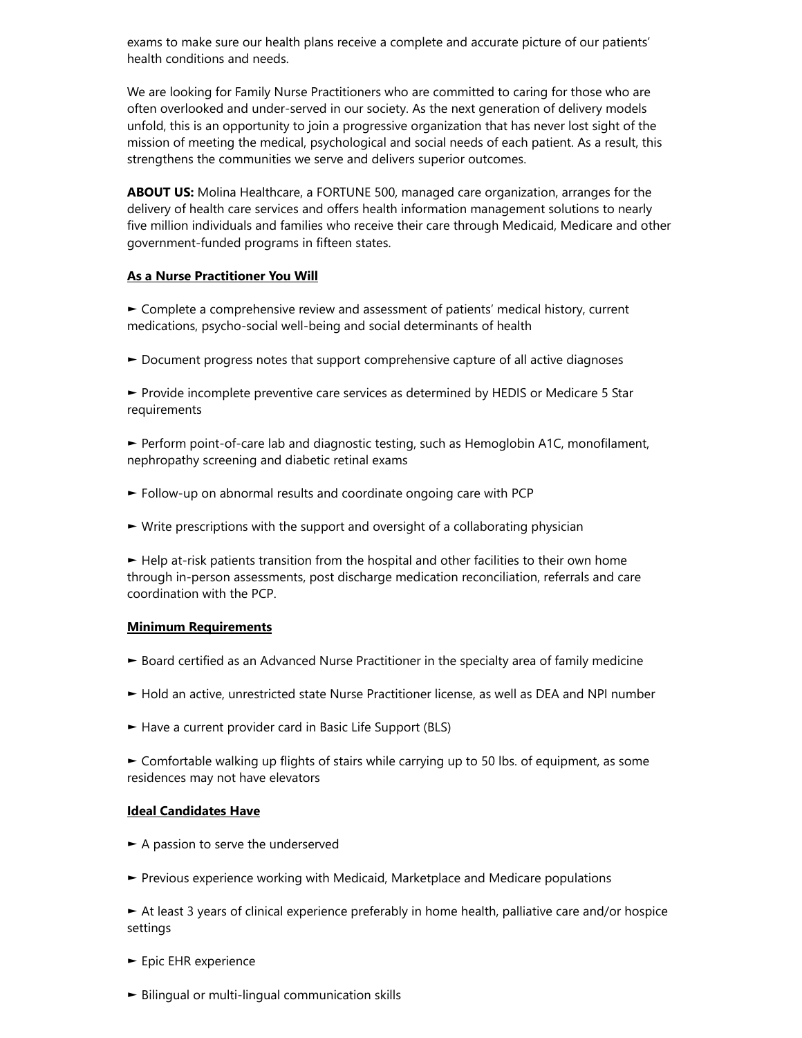exams to make sure our health plans receive a complete and accurate picture of our patients' health conditions and needs.

We are looking for Family Nurse Practitioners who are committed to caring for those who are often overlooked and under-served in our society. As the next generation of delivery models unfold, this is an opportunity to join a progressive organization that has never lost sight of the mission of meeting the medical, psychological and social needs of each patient. As a result, this strengthens the communities we serve and delivers superior outcomes.

**ABOUT US:** Molina Healthcare, a FORTUNE 500, managed care organization, arranges for the delivery of health care services and offers health information management solutions to nearly five million individuals and families who receive their care through Medicaid, Medicare and other government-funded programs in fifteen states.

**As a Nurse Practitioner You Will**

► Complete a comprehensive review and assessment of patients' medical history, current medications, psycho-social well-being and social determinants of health

► Document progress notes that support comprehensive capture of all active diagnoses

► Provide incomplete preventive care services as determined by HEDIS or Medicare 5 Star requirements

► Perform point-of-care lab and diagnostic testing, such as Hemoglobin A1C, monofilament, nephropathy screening and diabetic retinal exams

► Follow-up on abnormal results and coordinate ongoing care with PCP

► Write prescriptions with the support and oversight of a collaborating physician

► Help at-risk patients transition from the hospital and other facilities to their own home through in-person assessments, post discharge medication reconciliation, referrals and care coordination with the PCP.

**Minimum Requirements**

► Board certified as an Advanced Nurse Practitioner in the specialty area of family medicine

► Hold an active, unrestricted state Nurse Practitioner license, as well as DEA and NPI number

► Have a current provider card in Basic Life Support (BLS)

► Comfortable walking up flights of stairs while carrying up to 50 lbs. of equipment, as some residences may not have elevators

**Ideal Candidates Have**

► A passion to serve the underserved

► Previous experience working with Medicaid, Marketplace and Medicare populations

► At least 3 years of clinical experience preferably in home health, palliative care and/or hospice settings

► Epic EHR experience

► Bilingual or multi-lingual communication skills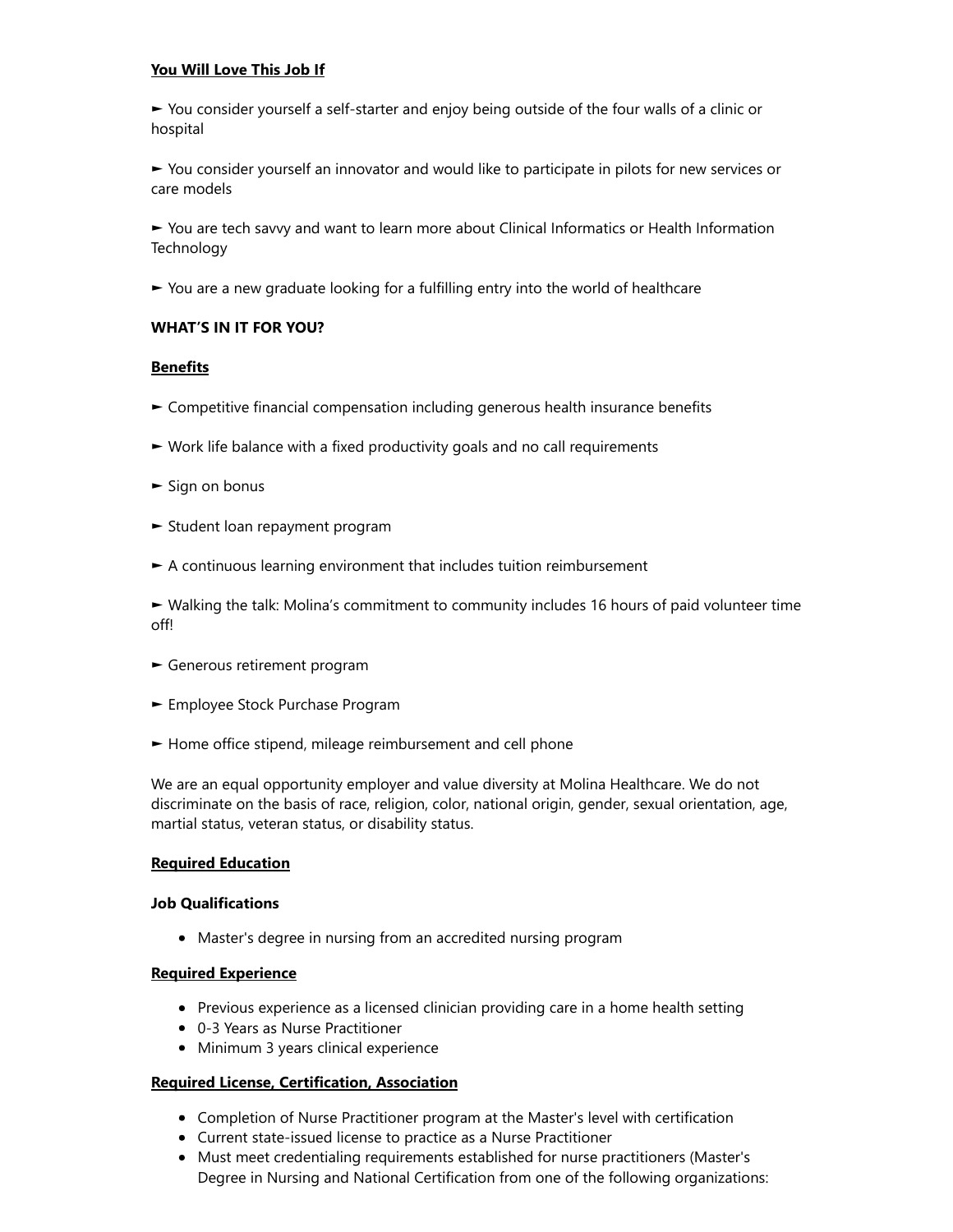**You Will Love This Job If**

► You consider yourself a self-starter and enjoy being outside of the four walls of a clinic or hospital

► You consider yourself an innovator and would like to participate in pilots for new services or care models

► You are tech savvy and want to learn more about Clinical Informatics or Health Information Technology

► You are a new graduate looking for a fulfilling entry into the world of healthcare

**WHAT'S IN IT FOR YOU?**

**Benefits**

► Competitive financial compensation including generous health insurance benefits

► Work life balance with a fixed productivity goals and no call requirements

► Sign on bonus

► Student loan repayment program

► A continuous learning environment that includes tuition reimbursement

► Walking the talk: Molina's commitment to community includes 16 hours of paid volunteer time off!

► Generous retirement program

► Employee Stock Purchase Program

► Home office stipend, mileage reimbursement and cell phone

We are an equal opportunity employer and value diversity at Molina Healthcare. We do not discriminate on the basis of race, religion, color, national origin, gender, sexual orientation, age, martial status, veteran status, or disability status.

**Required Education**

**Job Qualifications**

- Master's degree in nursing from an accredited nursing program

**Required Experience**

- Previous experience as a licensed clinician providing care in a home health setting
- 0-3 Years as Nurse Practitioner
- Minimum 3 years clinical experience

**Required License, Certification, Association**

- Completion of Nurse Practitioner program at the Master's level with certification
- Current state-issued license to practice as a Nurse Practitioner
- Must meet credentialing requirements established for nurse practitioners (Master's Degree in Nursing and National Certification from one of the following organizations: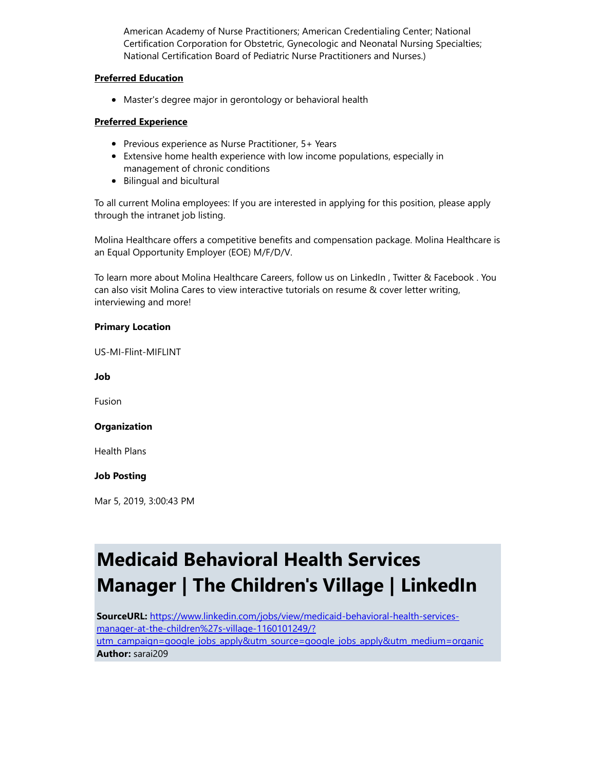American Academy of Nurse Practitioners; American Credentialing Center; National Certification Corporation for Obstetric, Gynecologic and Neonatal Nursing Specialties; National Certification Board of Pediatric Nurse Practitioners and Nurses.)

**Preferred Education**

- Master's degree major in gerontology or behavioral health

**Preferred Experience**

- Previous experience as Nurse Practitioner, 5+ Years
- Extensive home health experience with low income populations, especially in management of chronic conditions
- Bilingual and bicultural

To all current Molina employees: If you are interested in applying for this position, please apply through the intranet job listing.

Molina Healthcare offers a competitive benefits and compensation package. Molina Healthcare is an Equal Opportunity Employer (EOE) M/F/D/V.

To learn more about Molina Healthcare Careers, follow us on LinkedIn , Twitter & Facebook . You can also visit Molina Cares to view interactive tutorials on resume & cover letter writing, interviewing and more!

**Primary Location**

US-MI-Flint-MIFLINT

**Job**

Fusion

**Organization**

Health Plans

**Job Posting**

Mar 5, 2019, 3:00:43 PM

# Medicaid Behavioral Health Services Manager | The Children's Village | LinkedIn

**SourceURL:** [https://www.linkedin.com/jobs/view/medicaid-behavioral-health-services-manager-at-the-children%27s-village-1160101249/?utm_campaign=google_jobs_apply&utm_source=google_jobs_apply&utm_medium=organic](https://www.linkedin.com/jobs/view/medicaid-behavioral-health-services-manager-at-the-children%27s-village-1160101249/?utm_campaign=google_jobs_apply&utm_source=google_jobs_apply&utm_medium=organic)
**Author:** sarai209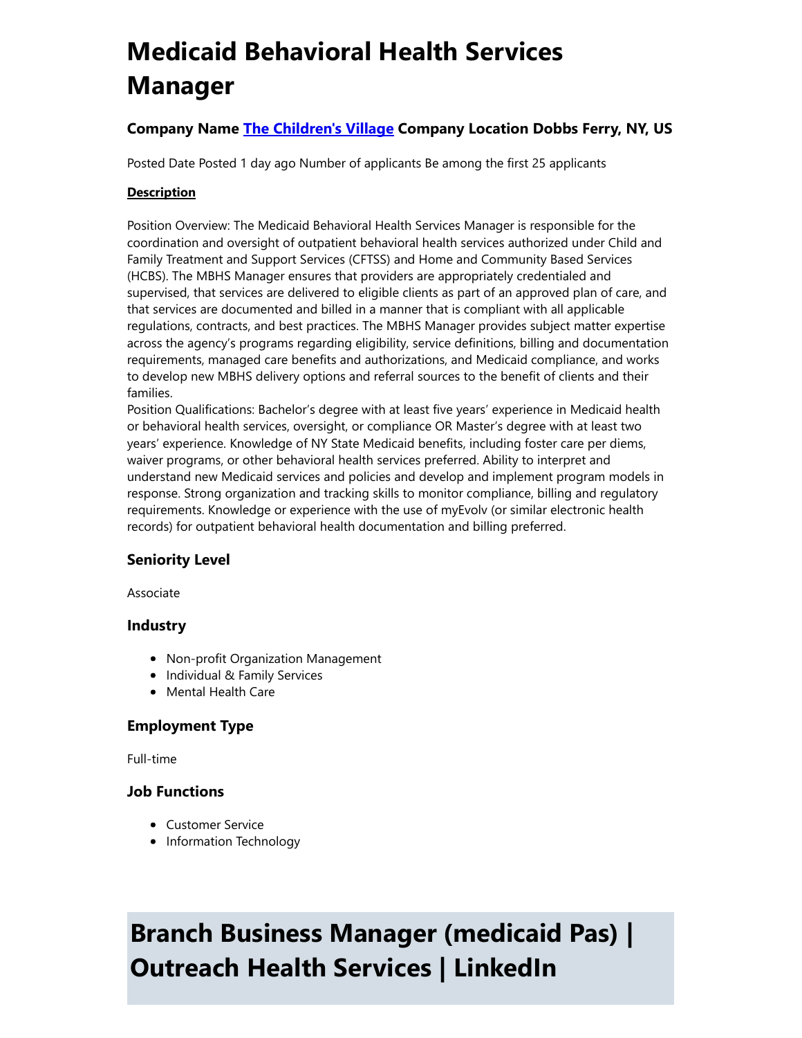# Medicaid Behavioral Health Services Manager

### Company Name [The Children's Village](The Children's Village) Company Location Dobbs Ferry, NY, US

Posted Date Posted 1 day ago Number of applicants Be among the first 25 applicants

**Description**

Position Overview: The Medicaid Behavioral Health Services Manager is responsible for the coordination and oversight of outpatient behavioral health services authorized under Child and Family Treatment and Support Services (CFTSS) and Home and Community Based Services (HCBS). The MBHS Manager ensures that providers are appropriately credentialed and supervised, that services are delivered to eligible clients as part of an approved plan of care, and that services are documented and billed in a manner that is compliant with all applicable regulations, contracts, and best practices. The MBHS Manager provides subject matter expertise across the agency's programs regarding eligibility, service definitions, billing and documentation requirements, managed care benefits and authorizations, and Medicaid compliance, and works to develop new MBHS delivery options and referral sources to the benefit of clients and their families.
Position Qualifications: Bachelor's degree with at least five years' experience in Medicaid health or behavioral health services, oversight, or compliance OR Master's degree with at least two years' experience. Knowledge of NY State Medicaid benefits, including foster care per diems, waiver programs, or other behavioral health services preferred. Ability to interpret and understand new Medicaid services and policies and develop and implement program models in response. Strong organization and tracking skills to monitor compliance, billing and regulatory requirements. Knowledge or experience with the use of myEvolv (or similar electronic health records) for outpatient behavioral health documentation and billing preferred.

### Seniority Level

Associate

### Industry

- Non-profit Organization Management
- Individual & Family Services
- Mental Health Care

### Employment Type

Full-time

### Job Functions

- Customer Service
- Information Technology

# Branch Business Manager (medicaid Pas) | Outreach Health Services | LinkedIn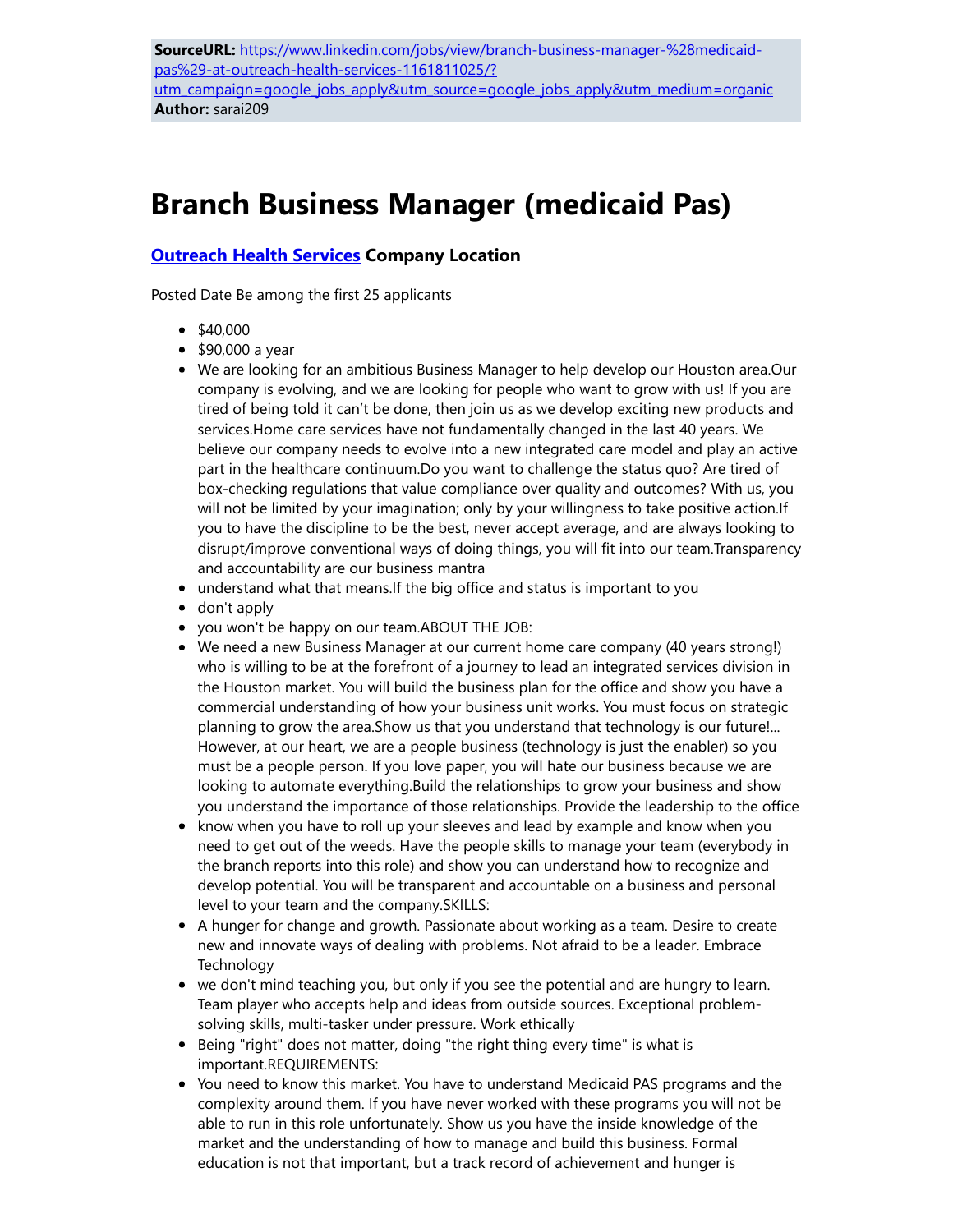**SourceURL:** [https://www.linkedin.com/jobs/view/branch-business-manager-%28medicaid-pas%29-at-outreach-health-services-1161811025/?utm_campaign=google_jobs_apply&utm_source=google_jobs_apply&utm_medium=organic](https://www.linkedin.com/jobs/view/branch-business-manager-%28medicaid-pas%29-at-outreach-health-services-1161811025/?utm_campaign=google_jobs_apply&utm_source=google_jobs_apply&utm_medium=organic)
**Author:** sarai209

# Branch Business Manager (medicaid Pas)

## [Outreach Health Services](#) Company Location

Posted Date Be among the first 25 applicants

- $40,000
- $90,000 a year
- We are looking for an ambitious Business Manager to help develop our Houston area.Our company is evolving, and we are looking for people who want to grow with us! If you are tired of being told it can't be done, then join us as we develop exciting new products and services.Home care services have not fundamentally changed in the last 40 years. We believe our company needs to evolve into a new integrated care model and play an active part in the healthcare continuum.Do you want to challenge the status quo? Are tired of box-checking regulations that value compliance over quality and outcomes? With us, you will not be limited by your imagination; only by your willingness to take positive action.If you to have the discipline to be the best, never accept average, and are always looking to disrupt/improve conventional ways of doing things, you will fit into our team.Transparency and accountability are our business mantra
- understand what that means.If the big office and status is important to you
- don't apply
- you won't be happy on our team.ABOUT THE JOB:
- We need a new Business Manager at our current home care company (40 years strong!) who is willing to be at the forefront of a journey to lead an integrated services division in the Houston market. You will build the business plan for the office and show you have a commercial understanding of how your business unit works. You must focus on strategic planning to grow the area.Show us that you understand that technology is our future!... However, at our heart, we are a people business (technology is just the enabler) so you must be a people person. If you love paper, you will hate our business because we are looking to automate everything.Build the relationships to grow your business and show you understand the importance of those relationships. Provide the leadership to the office
- know when you have to roll up your sleeves and lead by example and know when you need to get out of the weeds. Have the people skills to manage your team (everybody in the branch reports into this role) and show you can understand how to recognize and develop potential. You will be transparent and accountable on a business and personal level to your team and the company.SKILLS:
- A hunger for change and growth. Passionate about working as a team. Desire to create new and innovate ways of dealing with problems. Not afraid to be a leader. Embrace Technology
- we don't mind teaching you, but only if you see the potential and are hungry to learn. Team player who accepts help and ideas from outside sources. Exceptional problem-solving skills, multi-tasker under pressure. Work ethically
- Being "right" does not matter, doing "the right thing every time" is what is important.REQUIREMENTS:
- You need to know this market. You have to understand Medicaid PAS programs and the complexity around them. If you have never worked with these programs you will not be able to run in this role unfortunately. Show us you have the inside knowledge of the market and the understanding of how to manage and build this business. Formal education is not that important, but a track record of achievement and hunger is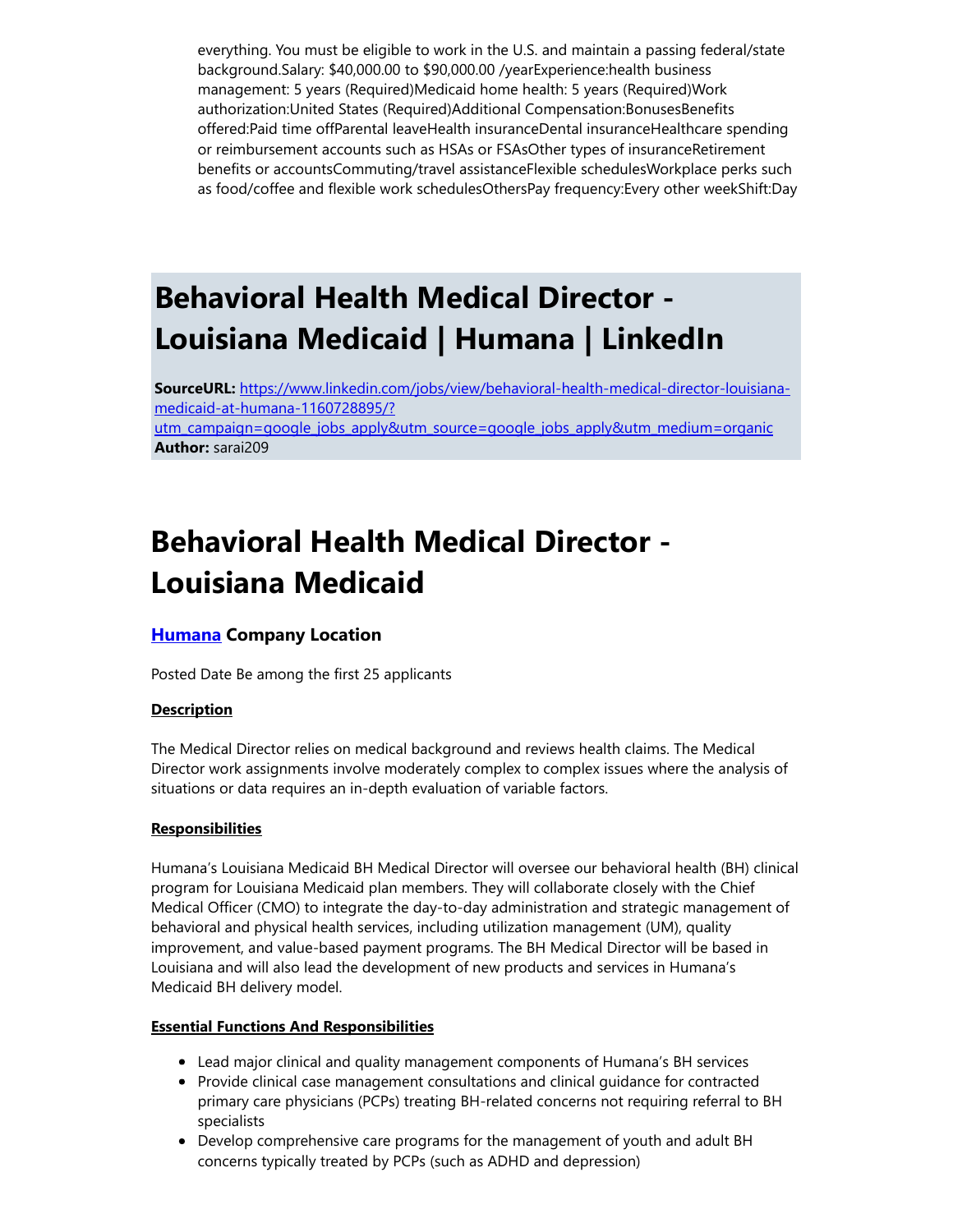everything. You must be eligible to work in the U.S. and maintain a passing federal/state background.Salary: $40,000.00 to $90,000.00 /yearExperience:health business management: 5 years (Required)Medicaid home health: 5 years (Required)Work authorization:United States (Required)Additional Compensation:BonusesBenefits offered:Paid time offParental leaveHealth insuranceDental insuranceHealthcare spending or reimbursement accounts such as HSAs or FSAsOther types of insuranceRetirement benefits or accountsCommuting/travel assistanceFlexible schedulesWorkplace perks such as food/coffee and flexible work schedulesOthersPay frequency:Every other weekShift:Day

# Behavioral Health Medical Director - Louisiana Medicaid | Humana | LinkedIn

**SourceURL:** [https://www.linkedin.com/jobs/view/behavioral-health-medical-director-louisiana-medicaid-at-humana-1160728895/?utm_campaign=google_jobs_apply&utm_source=google_jobs_apply&utm_medium=organic](https://www.linkedin.com/jobs/view/behavioral-health-medical-director-louisiana-medicaid-at-humana-1160728895/?utm_campaign=google_jobs_apply&utm_source=google_jobs_apply&utm_medium=organic)
**Author:** sarai209

# Behavioral Health Medical Director - Louisiana Medicaid

### Humana Company Location

Posted Date Be among the first 25 applicants

**Description**

The Medical Director relies on medical background and reviews health claims. The Medical Director work assignments involve moderately complex to complex issues where the analysis of situations or data requires an in-depth evaluation of variable factors.

**Responsibilities**

Humana's Louisiana Medicaid BH Medical Director will oversee our behavioral health (BH) clinical program for Louisiana Medicaid plan members. They will collaborate closely with the Chief Medical Officer (CMO) to integrate the day-to-day administration and strategic management of behavioral and physical health services, including utilization management (UM), quality improvement, and value-based payment programs. The BH Medical Director will be based in Louisiana and will also lead the development of new products and services in Humana's Medicaid BH delivery model.

**Essential Functions And Responsibilities**

- Lead major clinical and quality management components of Humana's BH services
- Provide clinical case management consultations and clinical guidance for contracted primary care physicians (PCPs) treating BH-related concerns not requiring referral to BH specialists
- Develop comprehensive care programs for the management of youth and adult BH concerns typically treated by PCPs (such as ADHD and depression)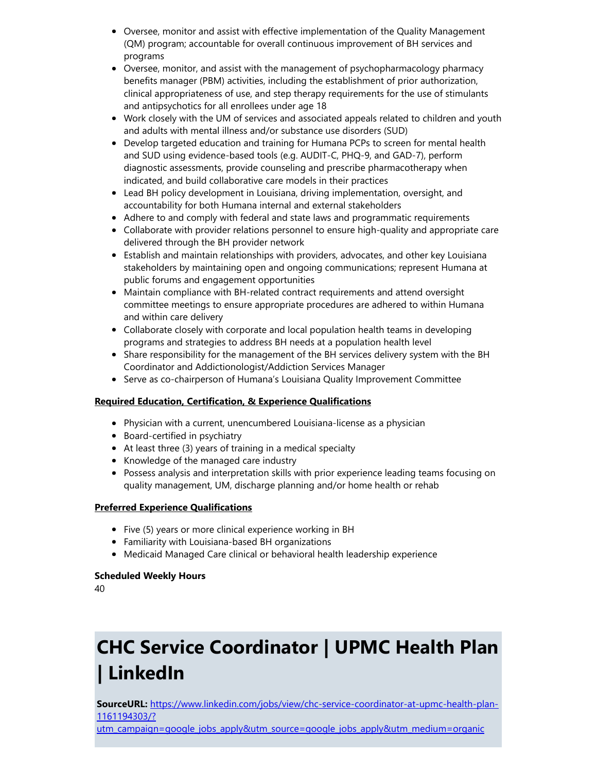- Oversee, monitor and assist with effective implementation of the Quality Management (QM) program; accountable for overall continuous improvement of BH services and programs
- Oversee, monitor, and assist with the management of psychopharmacology pharmacy benefits manager (PBM) activities, including the establishment of prior authorization, clinical appropriateness of use, and step therapy requirements for the use of stimulants and antipsychotics for all enrollees under age 18
- Work closely with the UM of services and associated appeals related to children and youth and adults with mental illness and/or substance use disorders (SUD)
- Develop targeted education and training for Humana PCPs to screen for mental health and SUD using evidence-based tools (e.g. AUDIT-C, PHQ-9, and GAD-7), perform diagnostic assessments, provide counseling and prescribe pharmacotherapy when indicated, and build collaborative care models in their practices
- Lead BH policy development in Louisiana, driving implementation, oversight, and accountability for both Humana internal and external stakeholders
- Adhere to and comply with federal and state laws and programmatic requirements
- Collaborate with provider relations personnel to ensure high-quality and appropriate care delivered through the BH provider network
- Establish and maintain relationships with providers, advocates, and other key Louisiana stakeholders by maintaining open and ongoing communications; represent Humana at public forums and engagement opportunities
- Maintain compliance with BH-related contract requirements and attend oversight committee meetings to ensure appropriate procedures are adhered to within Humana and within care delivery
- Collaborate closely with corporate and local population health teams in developing programs and strategies to address BH needs at a population health level
- Share responsibility for the management of the BH services delivery system with the BH Coordinator and Addictionologist/Addiction Services Manager
- Serve as co-chairperson of Humana's Louisiana Quality Improvement Committee

**Required Education, Certification, & Experience Qualifications**

- Physician with a current, unencumbered Louisiana-license as a physician
- Board-certified in psychiatry
- At least three (3) years of training in a medical specialty
- Knowledge of the managed care industry
- Possess analysis and interpretation skills with prior experience leading teams focusing on quality management, UM, discharge planning and/or home health or rehab

**Preferred Experience Qualifications**

- Five (5) years or more clinical experience working in BH
- Familiarity with Louisiana-based BH organizations
- Medicaid Managed Care clinical or behavioral health leadership experience

**Scheduled Weekly Hours**

40

# CHC Service Coordinator | UPMC Health Plan | LinkedIn

**SourceURL:** https://www.linkedin.com/jobs/view/chc-service-coordinator-at-upmc-health-plan-1161194303/?utm_campaign=google_jobs_apply&utm_source=google_jobs_apply&utm_medium=organic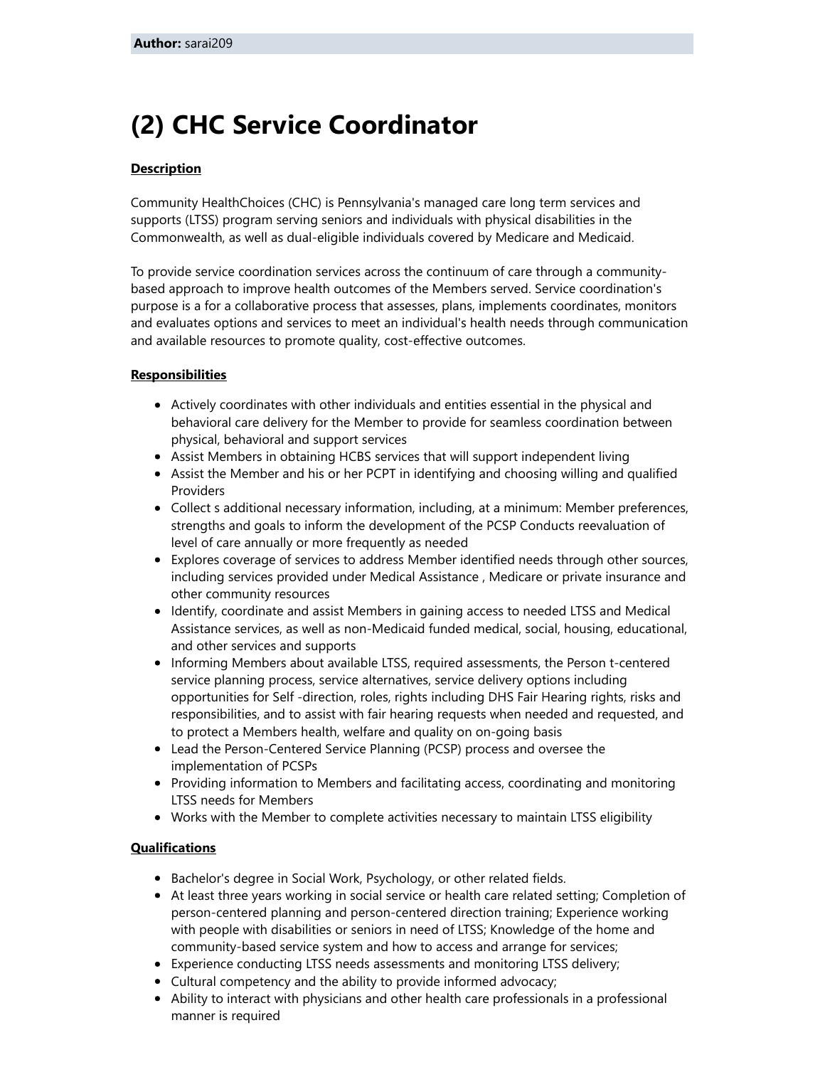**Author:** sarai209

# (2) CHC Service Coordinator

**Description**

Community HealthChoices (CHC) is Pennsylvania's managed care long term services and supports (LTSS) program serving seniors and individuals with physical disabilities in the Commonwealth, as well as dual-eligible individuals covered by Medicare and Medicaid.

To provide service coordination services across the continuum of care through a community-based approach to improve health outcomes of the Members served. Service coordination's purpose is a for a collaborative process that assesses, plans, implements coordinates, monitors and evaluates options and services to meet an individual's health needs through communication and available resources to promote quality, cost-effective outcomes.

**Responsibilities**

- Actively coordinates with other individuals and entities essential in the physical and behavioral care delivery for the Member to provide for seamless coordination between physical, behavioral and support services
- Assist Members in obtaining HCBS services that will support independent living
- Assist the Member and his or her PCPT in identifying and choosing willing and qualified Providers
- Collect s additional necessary information, including, at a minimum: Member preferences, strengths and goals to inform the development of the PCSP Conducts reevaluation of level of care annually or more frequently as needed
- Explores coverage of services to address Member identified needs through other sources, including services provided under Medical Assistance , Medicare or private insurance and other community resources
- Identify, coordinate and assist Members in gaining access to needed LTSS and Medical Assistance services, as well as non-Medicaid funded medical, social, housing, educational, and other services and supports
- Informing Members about available LTSS, required assessments, the Person t-centered service planning process, service alternatives, service delivery options including opportunities for Self -direction, roles, rights including DHS Fair Hearing rights, risks and responsibilities, and to assist with fair hearing requests when needed and requested, and to protect a Members health, welfare and quality on on-going basis
- Lead the Person-Centered Service Planning (PCSP) process and oversee the implementation of PCSPs
- Providing information to Members and facilitating access, coordinating and monitoring LTSS needs for Members
- Works with the Member to complete activities necessary to maintain LTSS eligibility

**Qualifications**

- Bachelor's degree in Social Work, Psychology, or other related fields.
- At least three years working in social service or health care related setting; Completion of person-centered planning and person-centered direction training; Experience working with people with disabilities or seniors in need of LTSS; Knowledge of the home and community-based service system and how to access and arrange for services;
- Experience conducting LTSS needs assessments and monitoring LTSS delivery;
- Cultural competency and the ability to provide informed advocacy;
- Ability to interact with physicians and other health care professionals in a professional manner is required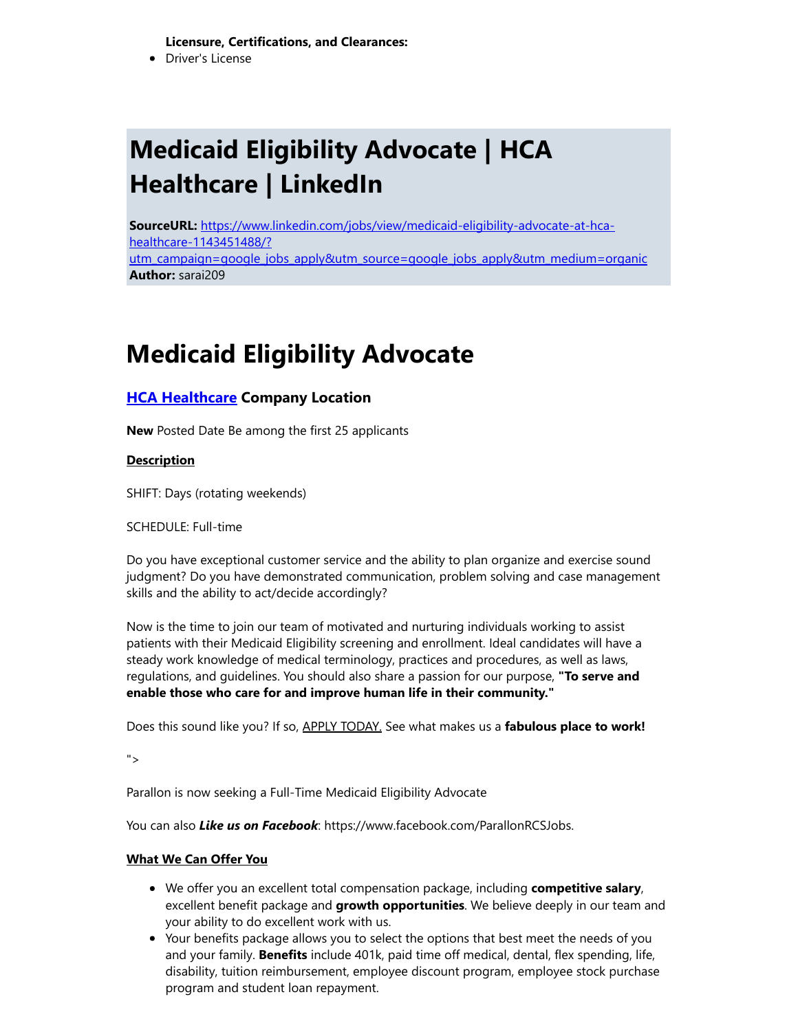**Licensure, Certifications, and Clearances:**

- Driver's License

# Medicaid Eligibility Advocate | HCA Healthcare | LinkedIn

**SourceURL:** https://www.linkedin.com/jobs/view/medicaid-eligibility-advocate-at-hca-healthcare-1143451488/?utm_campaign=google_jobs_apply&utm_source=google_jobs_apply&utm_medium=organic
**Author:** sarai209

# Medicaid Eligibility Advocate

### [HCA Healthcare](#) Company Location

**New** Posted Date Be among the first 25 applicants

**Description**

SHIFT: Days (rotating weekends)

SCHEDULE: Full-time

Do you have exceptional customer service and the ability to plan organize and exercise sound judgment? Do you have demonstrated communication, problem solving and case management skills and the ability to act/decide accordingly?

Now is the time to join our team of motivated and nurturing individuals working to assist patients with their Medicaid Eligibility screening and enrollment. Ideal candidates will have a steady work knowledge of medical terminology, practices and procedures, as well as laws, regulations, and guidelines. You should also share a passion for our purpose, **"To serve and enable those who care for and improve human life in their community."**

Does this sound like you? If so, APPLY TODAY. See what makes us a **fabulous place to work!**

">

Parallon is now seeking a Full-Time Medicaid Eligibility Advocate

You can also ***Like us on Facebook***: https://www.facebook.com/ParallonRCSJobs.

**What We Can Offer You**

- We offer you an excellent total compensation package, including **competitive salary**, excellent benefit package and **growth opportunities**. We believe deeply in our team and your ability to do excellent work with us.
- Your benefits package allows you to select the options that best meet the needs of you and your family. **Benefits** include 401k, paid time off medical, dental, flex spending, life, disability, tuition reimbursement, employee discount program, employee stock purchase program and student loan repayment.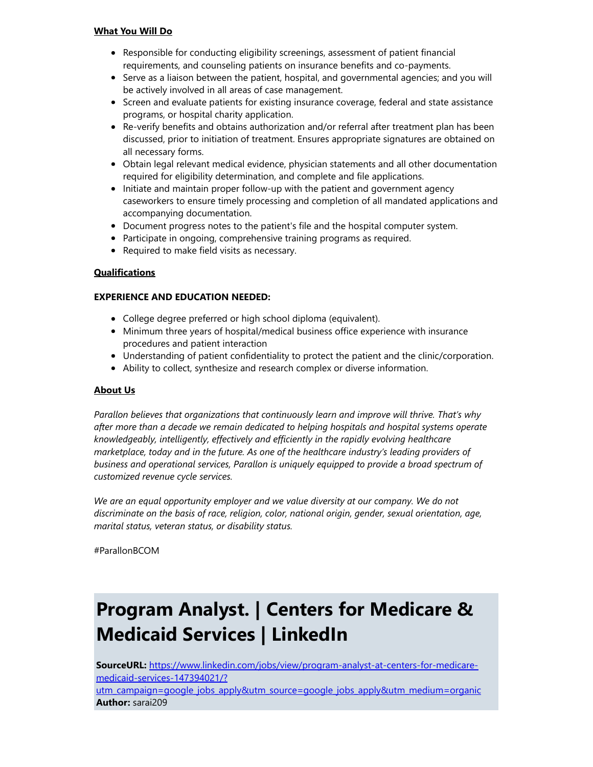**What You Will Do**

- Responsible for conducting eligibility screenings, assessment of patient financial requirements, and counseling patients on insurance benefits and co-payments.
- Serve as a liaison between the patient, hospital, and governmental agencies; and you will be actively involved in all areas of case management.
- Screen and evaluate patients for existing insurance coverage, federal and state assistance programs, or hospital charity application.
- Re-verify benefits and obtains authorization and/or referral after treatment plan has been discussed, prior to initiation of treatment. Ensures appropriate signatures are obtained on all necessary forms.
- Obtain legal relevant medical evidence, physician statements and all other documentation required for eligibility determination, and complete and file applications.
- Initiate and maintain proper follow-up with the patient and government agency caseworkers to ensure timely processing and completion of all mandated applications and accompanying documentation.
- Document progress notes to the patient's file and the hospital computer system.
- Participate in ongoing, comprehensive training programs as required.
- Required to make field visits as necessary.

**Qualifications**

**EXPERIENCE AND EDUCATION NEEDED:**

- College degree preferred or high school diploma (equivalent).
- Minimum three years of hospital/medical business office experience with insurance procedures and patient interaction
- Understanding of patient confidentiality to protect the patient and the clinic/corporation.
- Ability to collect, synthesize and research complex or diverse information.

**About Us**

*Parallon believes that organizations that continuously learn and improve will thrive. That's why after more than a decade we remain dedicated to helping hospitals and hospital systems operate knowledgeably, intelligently, effectively and efficiently in the rapidly evolving healthcare marketplace, today and in the future. As one of the healthcare industry's leading providers of business and operational services, Parallon is uniquely equipped to provide a broad spectrum of customized revenue cycle services.*

*We are an equal opportunity employer and we value diversity at our company. We do not discriminate on the basis of race, religion, color, national origin, gender, sexual orientation, age, marital status, veteran status, or disability status.*

#ParallonBCOM

# Program Analyst. | Centers for Medicare & Medicaid Services | LinkedIn

**SourceURL:** https://www.linkedin.com/jobs/view/program-analyst-at-centers-for-medicare-medicaid-services-147394021/?utm_campaign=google_jobs_apply&utm_source=google_jobs_apply&utm_medium=organic
**Author:** sarai209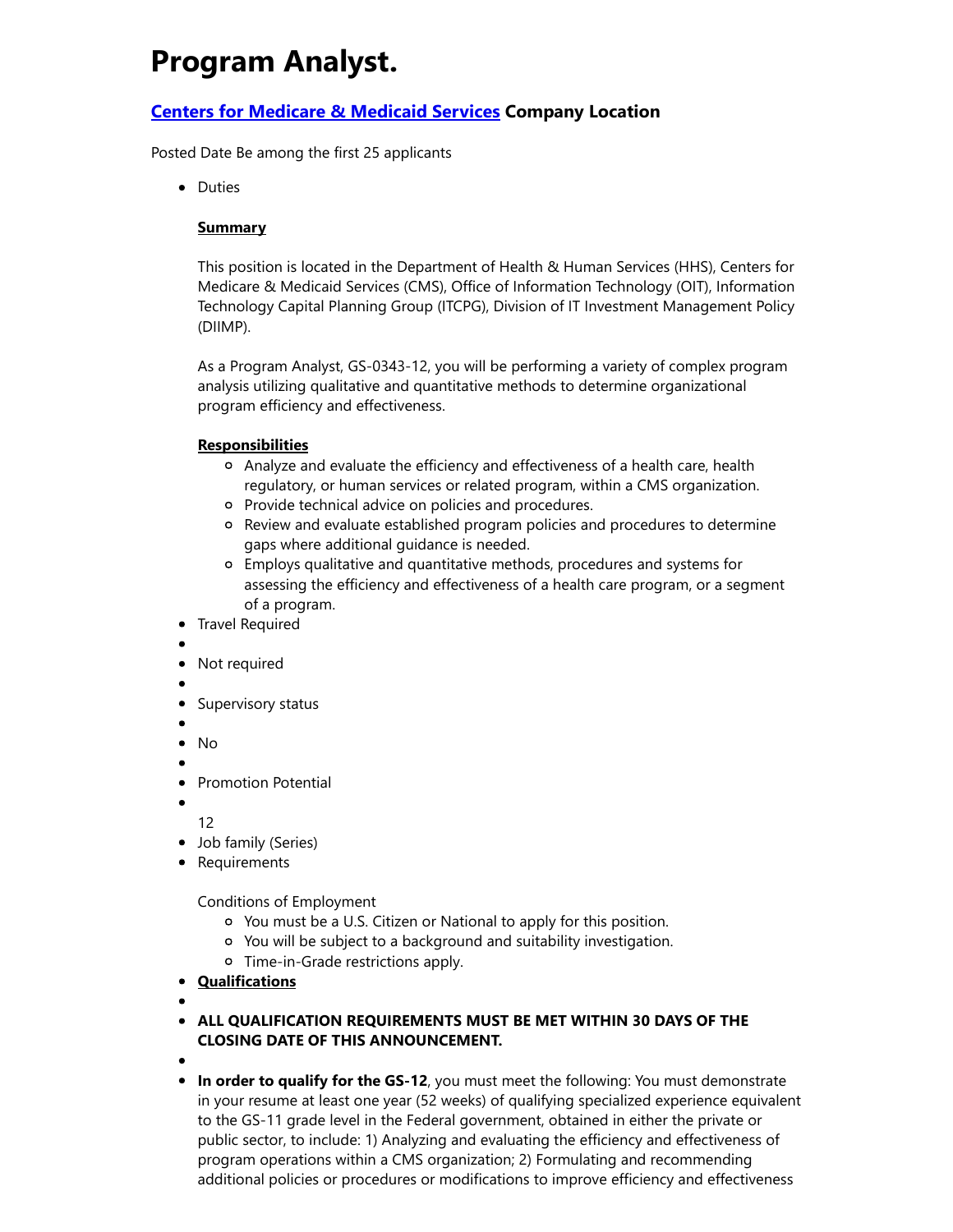# Program Analyst.

## [Centers for Medicare & Medicaid Services] Company Location

Posted Date Be among the first 25 applicants

- Duties

  **Summary**

  This position is located in the Department of Health & Human Services (HHS), Centers for Medicare & Medicaid Services (CMS), Office of Information Technology (OIT), Information Technology Capital Planning Group (ITCPG), Division of IT Investment Management Policy (DIIMP).

  As a Program Analyst, GS-0343-12, you will be performing a variety of complex program analysis utilizing qualitative and quantitative methods to determine organizational program efficiency and effectiveness.

  **Responsibilities**

  - Analyze and evaluate the efficiency and effectiveness of a health care, health regulatory, or human services or related program, within a CMS organization.
  - Provide technical advice on policies and procedures.
  - Review and evaluate established program policies and procedures to determine gaps where additional guidance is needed.
  - Employs qualitative and quantitative methods, procedures and systems for assessing the efficiency and effectiveness of a health care program, or a segment of a program.
- Travel Required
- 
- Not required
- 
- Supervisory status
- 
- No
- 
- Promotion Potential
- 

  12
- Job family (Series)
- Requirements

  Conditions of Employment
  - You must be a U.S. Citizen or National to apply for this position.
  - You will be subject to a background and suitability investigation.
  - Time-in-Grade restrictions apply.
- **Qualifications**
- 
- **ALL QUALIFICATION REQUIREMENTS MUST BE MET WITHIN 30 DAYS OF THE CLOSING DATE OF THIS ANNOUNCEMENT.**
- 
- **In order to qualify for the GS-12**, you must meet the following: You must demonstrate in your resume at least one year (52 weeks) of qualifying specialized experience equivalent to the GS-11 grade level in the Federal government, obtained in either the private or public sector, to include: 1) Analyzing and evaluating the efficiency and effectiveness of program operations within a CMS organization; 2) Formulating and recommending additional policies or procedures or modifications to improve efficiency and effectiveness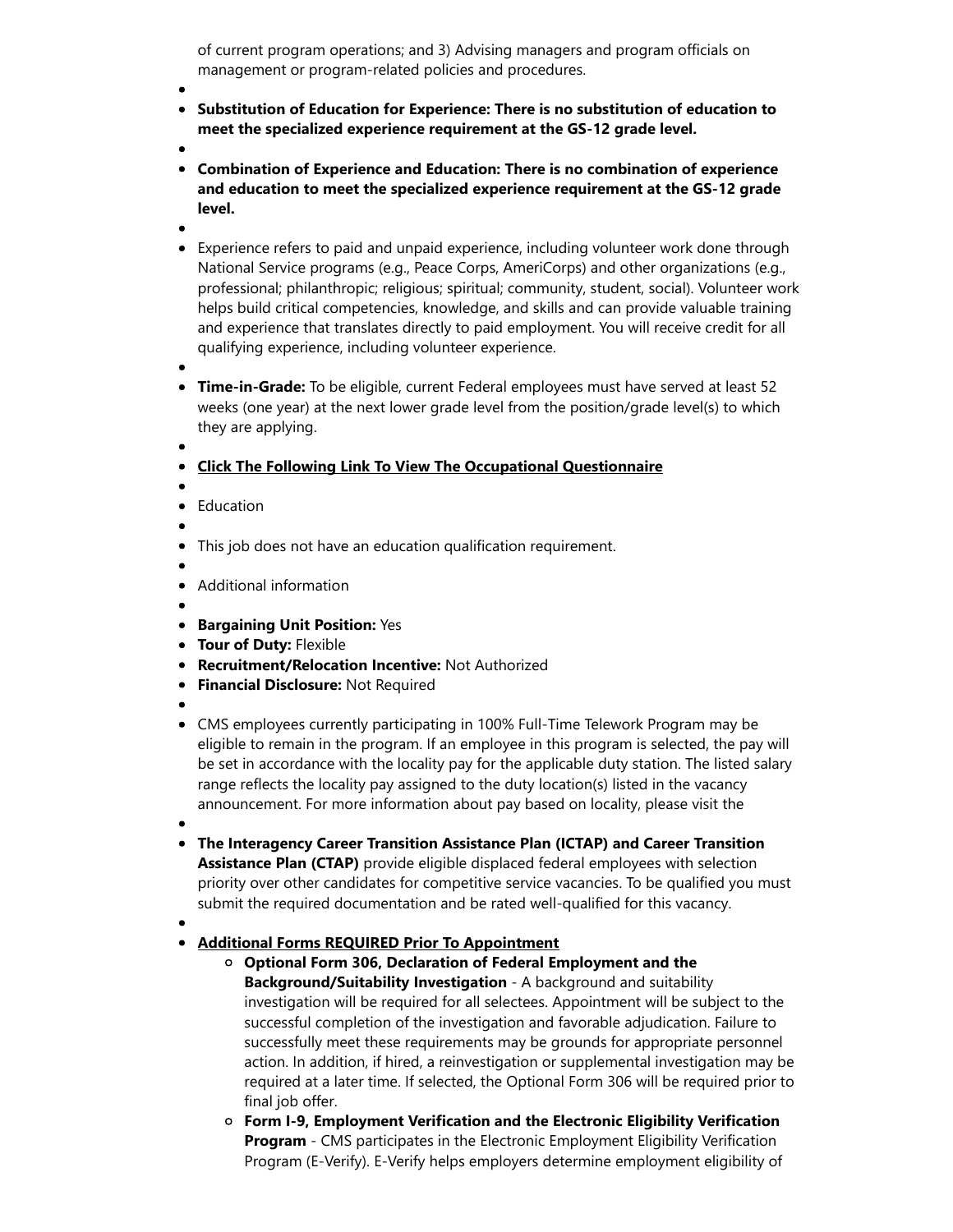of current program operations; and 3) Advising managers and program officials on management or program-related policies and procedures.

- **Substitution of Education for Experience: There is no substitution of education to meet the specialized experience requirement at the GS-12 grade level.**
- **Combination of Experience and Education: There is no combination of experience and education to meet the specialized experience requirement at the GS-12 grade level.**
- Experience refers to paid and unpaid experience, including volunteer work done through National Service programs (e.g., Peace Corps, AmeriCorps) and other organizations (e.g., professional; philanthropic; religious; spiritual; community, student, social). Volunteer work helps build critical competencies, knowledge, and skills and can provide valuable training and experience that translates directly to paid employment. You will receive credit for all qualifying experience, including volunteer experience.
- **Time-in-Grade:** To be eligible, current Federal employees must have served at least 52 weeks (one year) at the next lower grade level from the position/grade level(s) to which they are applying.
- **Click The Following Link To View The Occupational Questionnaire**
- Education
- This job does not have an education qualification requirement.
- Additional information
- **Bargaining Unit Position:** Yes
- **Tour of Duty:** Flexible
- **Recruitment/Relocation Incentive:** Not Authorized
- **Financial Disclosure:** Not Required
- CMS employees currently participating in 100% Full-Time Telework Program may be eligible to remain in the program. If an employee in this program is selected, the pay will be set in accordance with the locality pay for the applicable duty station. The listed salary range reflects the locality pay assigned to the duty location(s) listed in the vacancy announcement. For more information about pay based on locality, please visit the
- **The Interagency Career Transition Assistance Plan (ICTAP) and Career Transition Assistance Plan (CTAP)** provide eligible displaced federal employees with selection priority over other candidates for competitive service vacancies. To be qualified you must submit the required documentation and be rated well-qualified for this vacancy.
- **Additional Forms REQUIRED Prior To Appointment**
  - **Optional Form 306, Declaration of Federal Employment and the Background/Suitability Investigation** - A background and suitability investigation will be required for all selectees. Appointment will be subject to the successful completion of the investigation and favorable adjudication. Failure to successfully meet these requirements may be grounds for appropriate personnel action. In addition, if hired, a reinvestigation or supplemental investigation may be required at a later time. If selected, the Optional Form 306 will be required prior to final job offer.
  - **Form I-9, Employment Verification and the Electronic Eligibility Verification Program** - CMS participates in the Electronic Employment Eligibility Verification Program (E-Verify). E-Verify helps employers determine employment eligibility of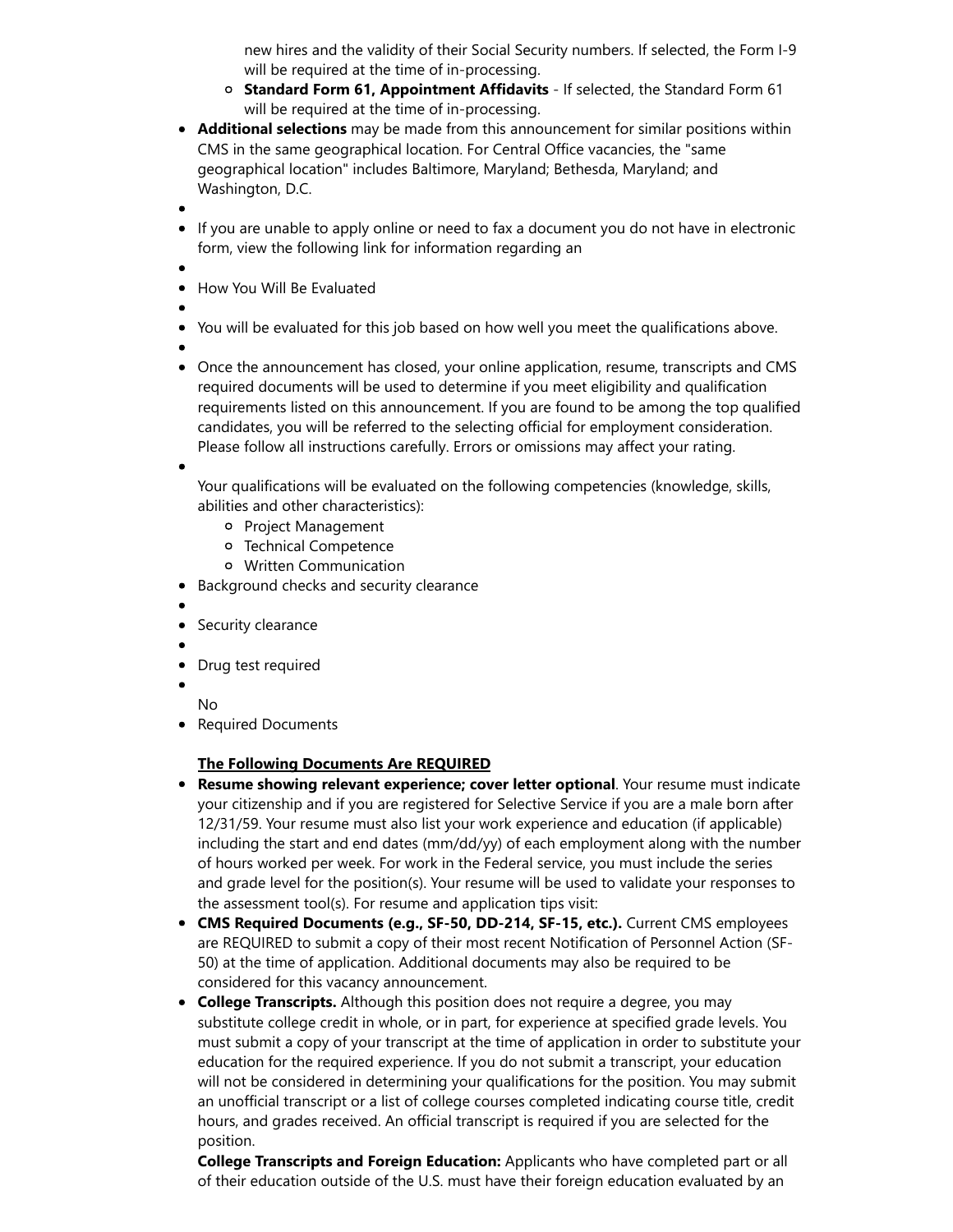new hires and the validity of their Social Security numbers. If selected, the Form I-9 will be required at the time of in-processing.
    - **Standard Form 61, Appointment Affidavits** - If selected, the Standard Form 61 will be required at the time of in-processing.
- **Additional selections** may be made from this announcement for similar positions within CMS in the same geographical location. For Central Office vacancies, the "same geographical location" includes Baltimore, Maryland; Bethesda, Maryland; and Washington, D.C.
- 
- If you are unable to apply online or need to fax a document you do not have in electronic form, view the following link for information regarding an
- 
- How You Will Be Evaluated
- 
- You will be evaluated for this job based on how well you meet the qualifications above.
- 
- Once the announcement has closed, your online application, resume, transcripts and CMS required documents will be used to determine if you meet eligibility and qualification requirements listed on this announcement. If you are found to be among the top qualified candidates, you will be referred to the selecting official for employment consideration. Please follow all instructions carefully. Errors or omissions may affect your rating.
- 

  Your qualifications will be evaluated on the following competencies (knowledge, skills, abilities and other characteristics):
    - Project Management
    - Technical Competence
    - Written Communication
- Background checks and security clearance
- 
- Security clearance
- 
- Drug test required
- 

  No
- Required Documents

  **The Following Documents Are REQUIRED**
- **Resume showing relevant experience; cover letter optional**. Your resume must indicate your citizenship and if you are registered for Selective Service if you are a male born after 12/31/59. Your resume must also list your work experience and education (if applicable) including the start and end dates (mm/dd/yy) of each employment along with the number of hours worked per week. For work in the Federal service, you must include the series and grade level for the position(s). Your resume will be used to validate your responses to the assessment tool(s). For resume and application tips visit:
- **CMS Required Documents (e.g., SF-50, DD-214, SF-15, etc.).** Current CMS employees are REQUIRED to submit a copy of their most recent Notification of Personnel Action (SF-50) at the time of application. Additional documents may also be required to be considered for this vacancy announcement.
- **College Transcripts.** Although this position does not require a degree, you may substitute college credit in whole, or in part, for experience at specified grade levels. You must submit a copy of your transcript at the time of application in order to substitute your education for the required experience. If you do not submit a transcript, your education will not be considered in determining your qualifications for the position. You may submit an unofficial transcript or a list of college courses completed indicating course title, credit hours, and grades received. An official transcript is required if you are selected for the position.

  **College Transcripts and Foreign Education:** Applicants who have completed part or all of their education outside of the U.S. must have their foreign education evaluated by an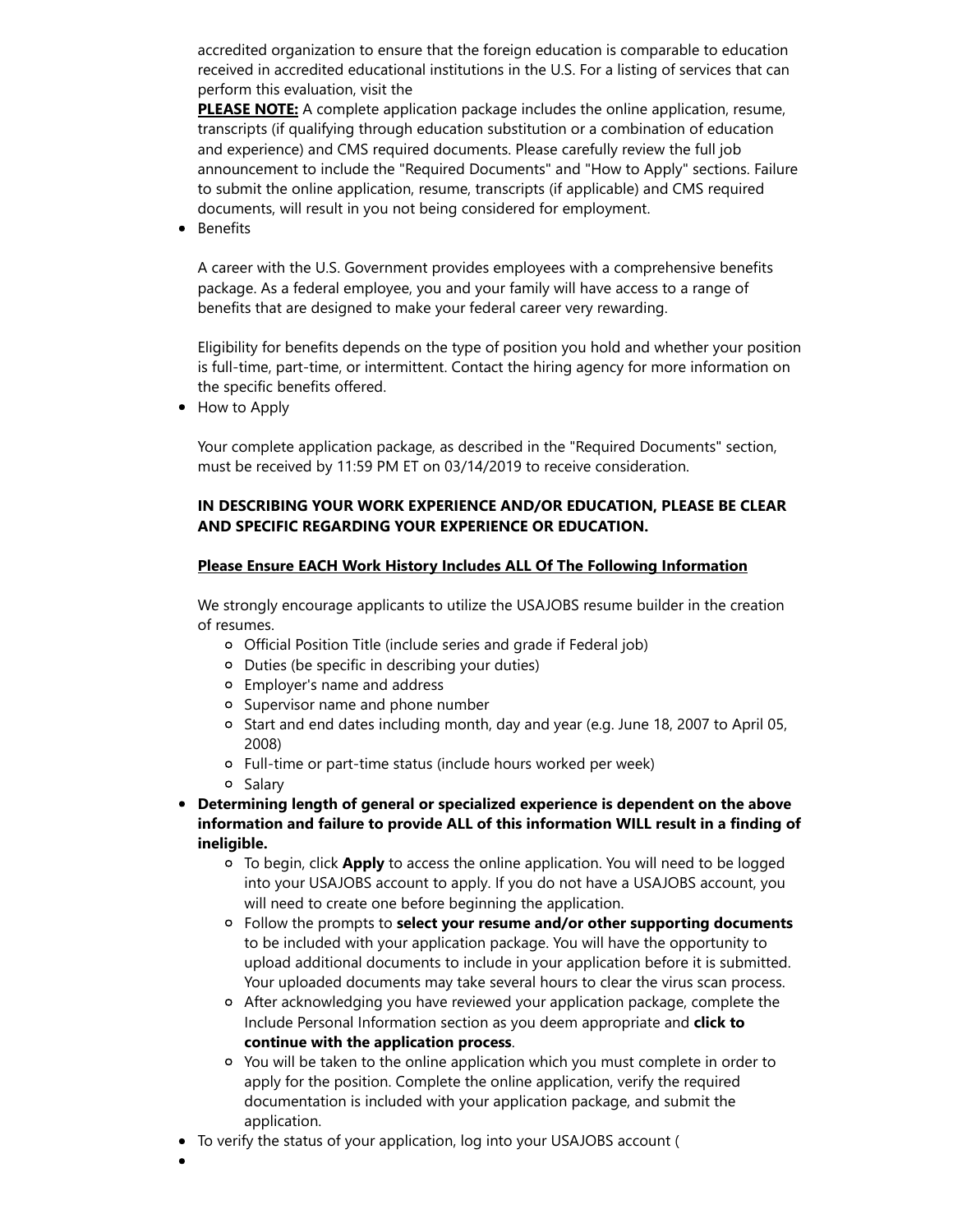accredited organization to ensure that the foreign education is comparable to education received in accredited educational institutions in the U.S. For a listing of services that can perform this evaluation, visit the

**PLEASE NOTE:** A complete application package includes the online application, resume, transcripts (if qualifying through education substitution or a combination of education and experience) and CMS required documents. Please carefully review the full job announcement to include the "Required Documents" and "How to Apply" sections. Failure to submit the online application, resume, transcripts (if applicable) and CMS required documents, will result in you not being considered for employment.

- Benefits

  A career with the U.S. Government provides employees with a comprehensive benefits package. As a federal employee, you and your family will have access to a range of benefits that are designed to make your federal career very rewarding.

  Eligibility for benefits depends on the type of position you hold and whether your position is full-time, part-time, or intermittent. Contact the hiring agency for more information on the specific benefits offered.

- How to Apply

  Your complete application package, as described in the "Required Documents" section, must be received by 11:59 PM ET on 03/14/2019 to receive consideration.

  **IN DESCRIBING YOUR WORK EXPERIENCE AND/OR EDUCATION, PLEASE BE CLEAR AND SPECIFIC REGARDING YOUR EXPERIENCE OR EDUCATION.**

  **Please Ensure EACH Work History Includes ALL Of The Following Information**

  We strongly encourage applicants to utilize the USAJOBS resume builder in the creation of resumes.

  - Official Position Title (include series and grade if Federal job)
  - Duties (be specific in describing your duties)
  - Employer's name and address
  - Supervisor name and phone number
  - Start and end dates including month, day and year (e.g. June 18, 2007 to April 05, 2008)
  - Full-time or part-time status (include hours worked per week)
  - Salary

- **Determining length of general or specialized experience is dependent on the above information and failure to provide ALL of this information WILL result in a finding of ineligible.**
  - To begin, click **Apply** to access the online application. You will need to be logged into your USAJOBS account to apply. If you do not have a USAJOBS account, you will need to create one before beginning the application.
  - Follow the prompts to **select your resume and/or other supporting documents** to be included with your application package. You will have the opportunity to upload additional documents to include in your application before it is submitted. Your uploaded documents may take several hours to clear the virus scan process.
  - After acknowledging you have reviewed your application package, complete the Include Personal Information section as you deem appropriate and **click to continue with the application process**.
  - You will be taken to the online application which you must complete in order to apply for the position. Complete the online application, verify the required documentation is included with your application package, and submit the application.
- To verify the status of your application, log into your USAJOBS account (
-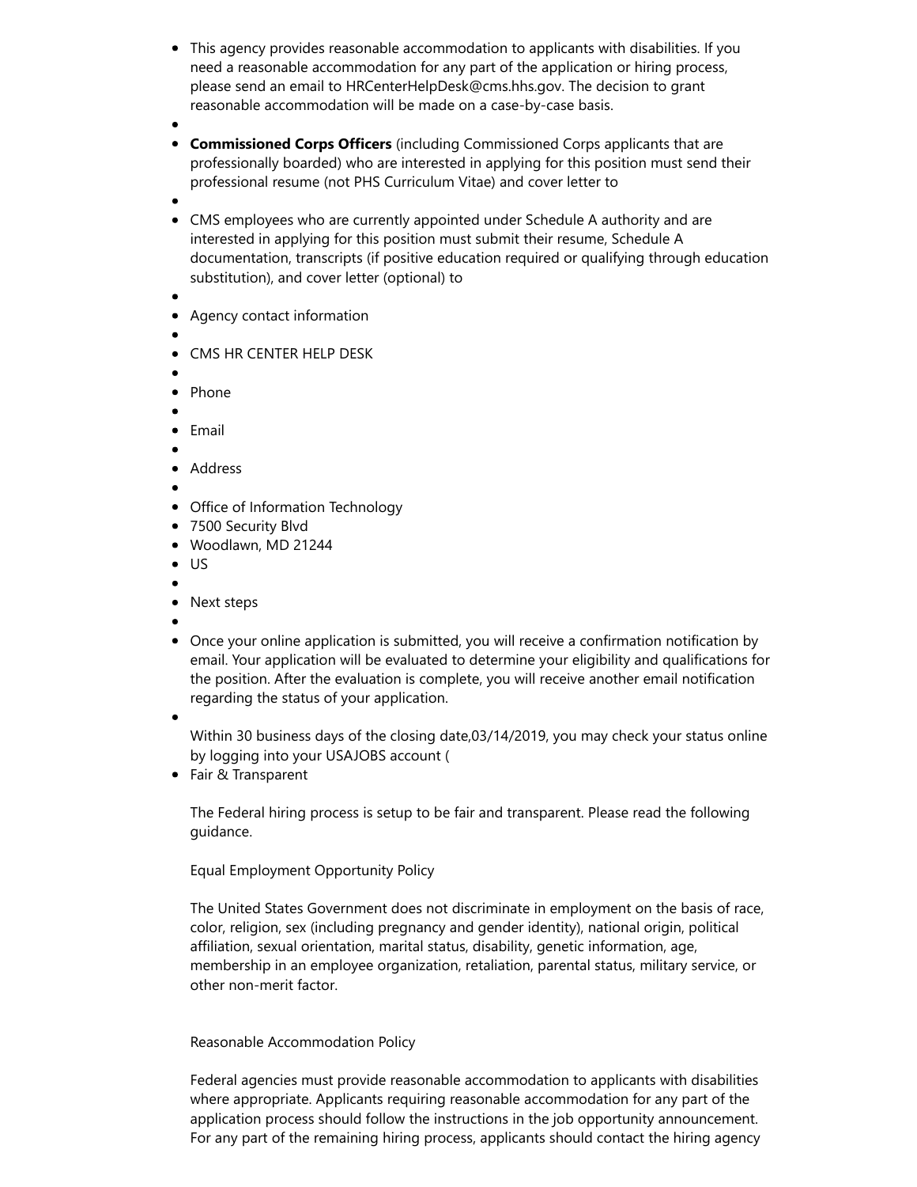- This agency provides reasonable accommodation to applicants with disabilities. If you need a reasonable accommodation for any part of the application or hiring process, please send an email to HRCenterHelpDesk@cms.hhs.gov. The decision to grant reasonable accommodation will be made on a case-by-case basis.
- 
- **Commissioned Corps Officers** (including Commissioned Corps applicants that are professionally boarded) who are interested in applying for this position must send their professional resume (not PHS Curriculum Vitae) and cover letter to
- 
- CMS employees who are currently appointed under Schedule A authority and are interested in applying for this position must submit their resume, Schedule A documentation, transcripts (if positive education required or qualifying through education substitution), and cover letter (optional) to
- 
- Agency contact information
- 
- CMS HR CENTER HELP DESK
- 
- Phone
- 
- Email
- 
- Address
- 
- Office of Information Technology
- 7500 Security Blvd
- Woodlawn, MD 21244
- US
- 
- Next steps
- 
- Once your online application is submitted, you will receive a confirmation notification by email. Your application will be evaluated to determine your eligibility and qualifications for the position. After the evaluation is complete, you will receive another email notification regarding the status of your application.
- 

  Within 30 business days of the closing date,03/14/2019, you may check your status online by logging into your USAJOBS account (
- Fair & Transparent

  The Federal hiring process is setup to be fair and transparent. Please read the following guidance.

  Equal Employment Opportunity Policy

  The United States Government does not discriminate in employment on the basis of race, color, religion, sex (including pregnancy and gender identity), national origin, political affiliation, sexual orientation, marital status, disability, genetic information, age, membership in an employee organization, retaliation, parental status, military service, or other non-merit factor.

  Reasonable Accommodation Policy

  Federal agencies must provide reasonable accommodation to applicants with disabilities where appropriate. Applicants requiring reasonable accommodation for any part of the application process should follow the instructions in the job opportunity announcement. For any part of the remaining hiring process, applicants should contact the hiring agency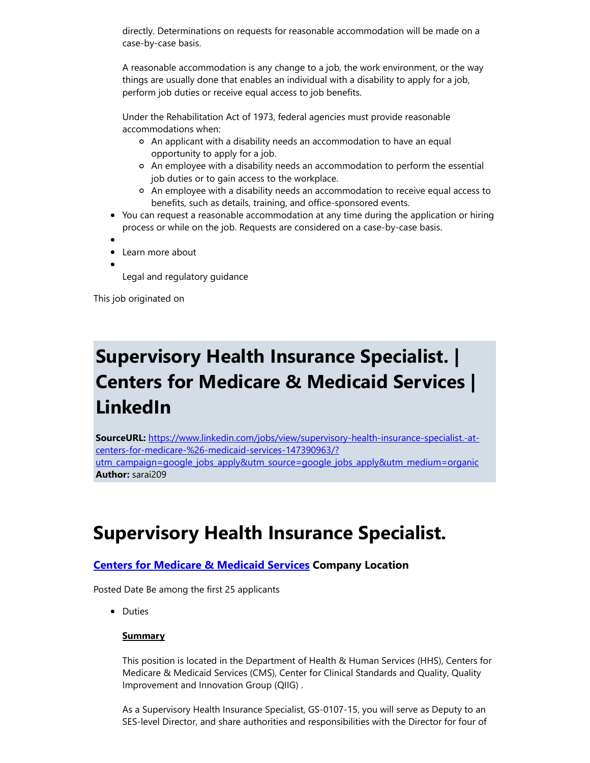directly. Determinations on requests for reasonable accommodation will be made on a case-by-case basis.

A reasonable accommodation is any change to a job, the work environment, or the way things are usually done that enables an individual with a disability to apply for a job, perform job duties or receive equal access to job benefits.

Under the Rehabilitation Act of 1973, federal agencies must provide reasonable accommodations when:

- An applicant with a disability needs an accommodation to have an equal opportunity to apply for a job.
- An employee with a disability needs an accommodation to perform the essential job duties or to gain access to the workplace.
- An employee with a disability needs an accommodation to receive equal access to benefits, such as details, training, and office-sponsored events.

- You can request a reasonable accommodation at any time during the application or hiring process or while on the job. Requests are considered on a case-by-case basis.
- 
- Learn more about
- 

Legal and regulatory guidance

This job originated on

# Supervisory Health Insurance Specialist. | Centers for Medicare & Medicaid Services | LinkedIn

**SourceURL:** https://www.linkedin.com/jobs/view/supervisory-health-insurance-specialist.-at-centers-for-medicare-%26-medicaid-services-147390963/?utm_campaign=google_jobs_apply&utm_source=google_jobs_apply&utm_medium=organic
**Author:** sarai209

# Supervisory Health Insurance Specialist.

### Centers for Medicare & Medicaid Services Company Location

Posted Date Be among the first 25 applicants

- Duties

**Summary**

This position is located in the Department of Health & Human Services (HHS), Centers for Medicare & Medicaid Services (CMS), Center for Clinical Standards and Quality, Quality Improvement and Innovation Group (QIIG) .

As a Supervisory Health Insurance Specialist, GS-0107-15, you will serve as Deputy to an SES-level Director, and share authorities and responsibilities with the Director for four of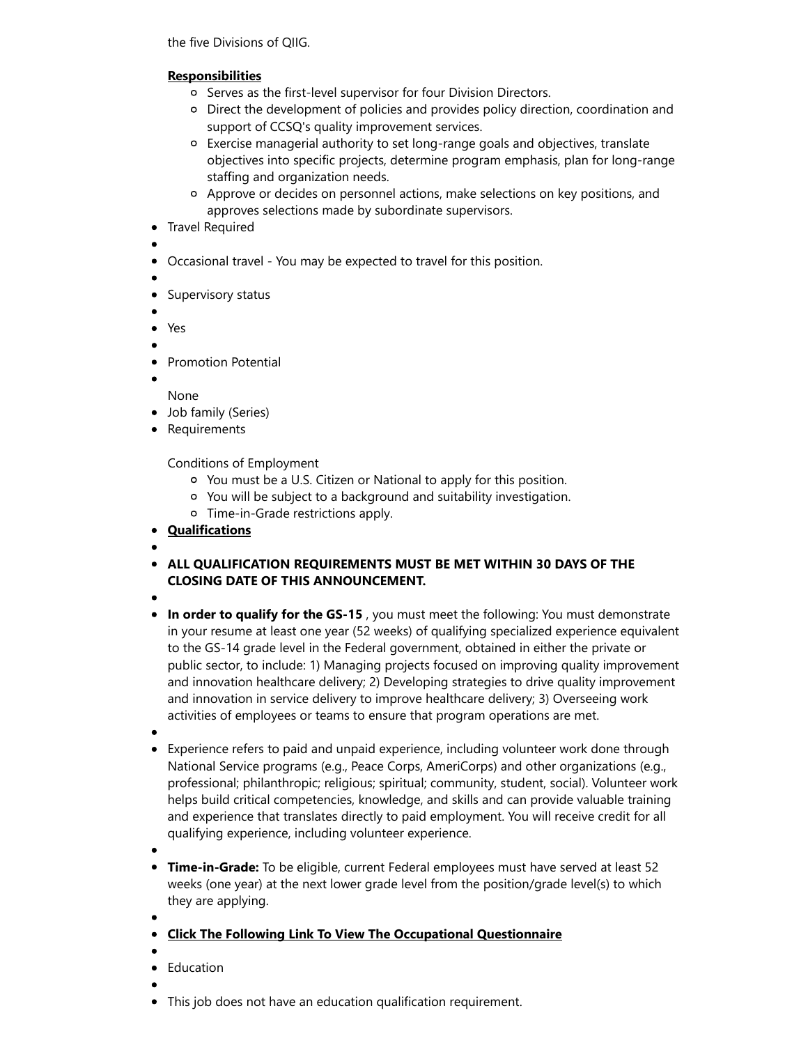the five Divisions of QIIG.

**Responsibilities**

- Serves as the first-level supervisor for four Division Directors.
- Direct the development of policies and provides policy direction, coordination and support of CCSQ's quality improvement services.
- Exercise managerial authority to set long-range goals and objectives, translate objectives into specific projects, determine program emphasis, plan for long-range staffing and organization needs.
- Approve or decides on personnel actions, make selections on key positions, and approves selections made by subordinate supervisors.

- Travel Required
- Occasional travel - You may be expected to travel for this position.
- Supervisory status
- Yes
- Promotion Potential

None

- Job family (Series)
- Requirements

Conditions of Employment

- You must be a U.S. Citizen or National to apply for this position.
- You will be subject to a background and suitability investigation.
- Time-in-Grade restrictions apply.

- **Qualifications**
- **ALL QUALIFICATION REQUIREMENTS MUST BE MET WITHIN 30 DAYS OF THE CLOSING DATE OF THIS ANNOUNCEMENT.**
- **In order to qualify for the GS-15** , you must meet the following: You must demonstrate in your resume at least one year (52 weeks) of qualifying specialized experience equivalent to the GS-14 grade level in the Federal government, obtained in either the private or public sector, to include: 1) Managing projects focused on improving quality improvement and innovation healthcare delivery; 2) Developing strategies to drive quality improvement and innovation in service delivery to improve healthcare delivery; 3) Overseeing work activities of employees or teams to ensure that program operations are met.
- Experience refers to paid and unpaid experience, including volunteer work done through National Service programs (e.g., Peace Corps, AmeriCorps) and other organizations (e.g., professional; philanthropic; religious; spiritual; community, student, social). Volunteer work helps build critical competencies, knowledge, and skills and can provide valuable training and experience that translates directly to paid employment. You will receive credit for all qualifying experience, including volunteer experience.
- **Time-in-Grade:** To be eligible, current Federal employees must have served at least 52 weeks (one year) at the next lower grade level from the position/grade level(s) to which they are applying.
- **Click The Following Link To View The Occupational Questionnaire**
- Education
- This job does not have an education qualification requirement.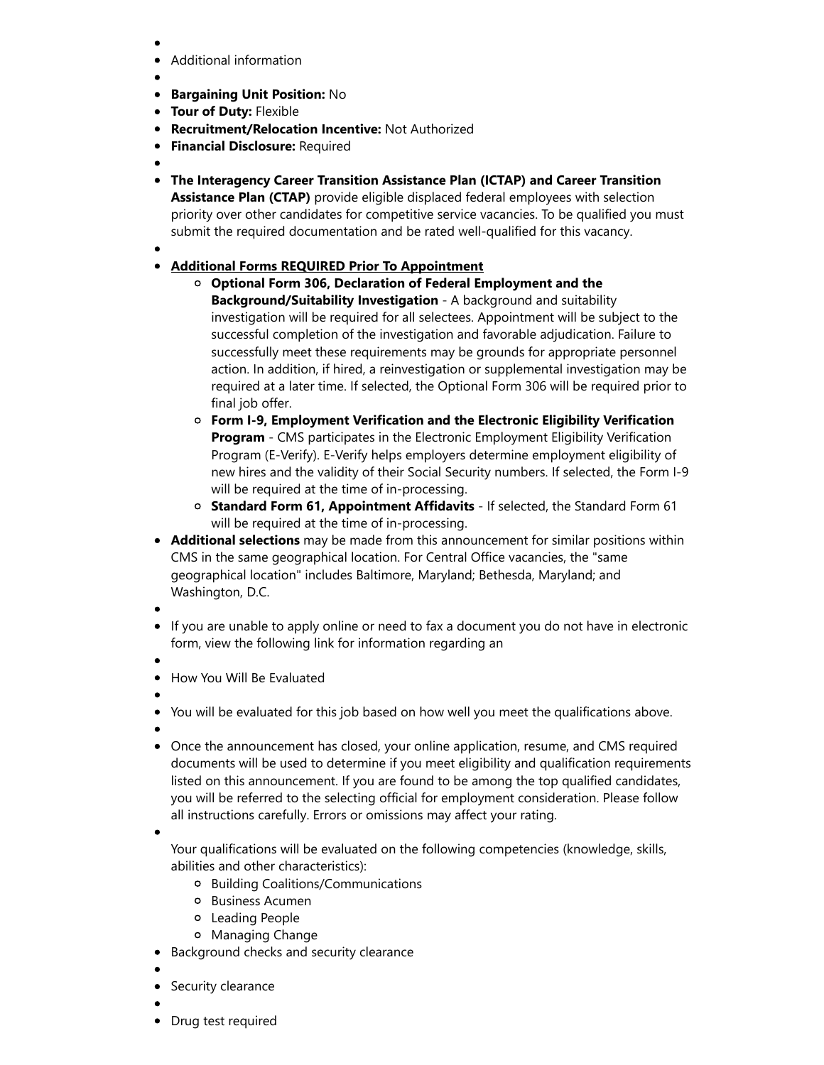- 
- Additional information
- 
- **Bargaining Unit Position:** No
- **Tour of Duty:** Flexible
- **Recruitment/Relocation Incentive:** Not Authorized
- **Financial Disclosure:** Required
- 
- **The Interagency Career Transition Assistance Plan (ICTAP) and Career Transition Assistance Plan (CTAP)** provide eligible displaced federal employees with selection priority over other candidates for competitive service vacancies. To be qualified you must submit the required documentation and be rated well-qualified for this vacancy.
- 
- **<u>Additional Forms REQUIRED Prior To Appointment</u>**
  - **Optional Form 306, Declaration of Federal Employment and the Background/Suitability Investigation** - A background and suitability investigation will be required for all selectees. Appointment will be subject to the successful completion of the investigation and favorable adjudication. Failure to successfully meet these requirements may be grounds for appropriate personnel action. In addition, if hired, a reinvestigation or supplemental investigation may be required at a later time. If selected, the Optional Form 306 will be required prior to final job offer.
  - **Form I-9, Employment Verification and the Electronic Eligibility Verification Program** - CMS participates in the Electronic Employment Eligibility Verification Program (E-Verify). E-Verify helps employers determine employment eligibility of new hires and the validity of their Social Security numbers. If selected, the Form I-9 will be required at the time of in-processing.
  - **Standard Form 61, Appointment Affidavits** - If selected, the Standard Form 61 will be required at the time of in-processing.
- **Additional selections** may be made from this announcement for similar positions within CMS in the same geographical location. For Central Office vacancies, the "same geographical location" includes Baltimore, Maryland; Bethesda, Maryland; and Washington, D.C.
- 
- If you are unable to apply online or need to fax a document you do not have in electronic form, view the following link for information regarding an
- 
- How You Will Be Evaluated
- 
- You will be evaluated for this job based on how well you meet the qualifications above.
- 
- Once the announcement has closed, your online application, resume, and CMS required documents will be used to determine if you meet eligibility and qualification requirements listed on this announcement. If you are found to be among the top qualified candidates, you will be referred to the selecting official for employment consideration. Please follow all instructions carefully. Errors or omissions may affect your rating.
- Your qualifications will be evaluated on the following competencies (knowledge, skills, abilities and other characteristics):
  - Building Coalitions/Communications
  - Business Acumen
  - Leading People
  - Managing Change
- Background checks and security clearance
- 
- Security clearance
- 
- Drug test required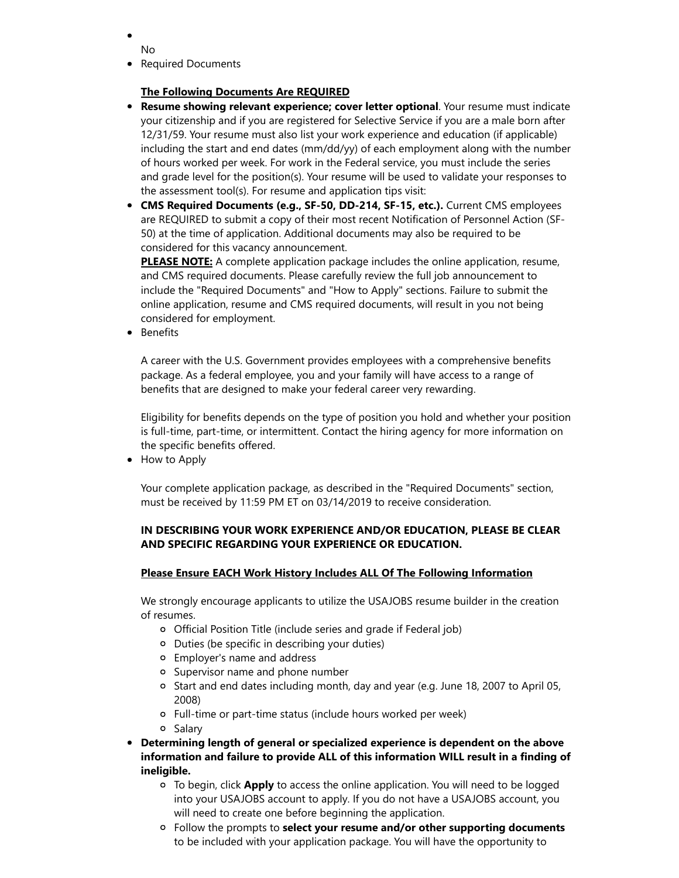- 
  No
- Required Documents

  **The Following Documents Are REQUIRED**
- **Resume showing relevant experience; cover letter optional**. Your resume must indicate your citizenship and if you are registered for Selective Service if you are a male born after 12/31/59. Your resume must also list your work experience and education (if applicable) including the start and end dates (mm/dd/yy) of each employment along with the number of hours worked per week. For work in the Federal service, you must include the series and grade level for the position(s). Your resume will be used to validate your responses to the assessment tool(s). For resume and application tips visit:
- **CMS Required Documents (e.g., SF-50, DD-214, SF-15, etc.).** Current CMS employees are REQUIRED to submit a copy of their most recent Notification of Personnel Action (SF-50) at the time of application. Additional documents may also be required to be considered for this vacancy announcement.
  **PLEASE NOTE:** A complete application package includes the online application, resume, and CMS required documents. Please carefully review the full job announcement to include the "Required Documents" and "How to Apply" sections. Failure to submit the online application, resume and CMS required documents, will result in you not being considered for employment.
- Benefits

  A career with the U.S. Government provides employees with a comprehensive benefits package. As a federal employee, you and your family will have access to a range of benefits that are designed to make your federal career very rewarding.

  Eligibility for benefits depends on the type of position you hold and whether your position is full-time, part-time, or intermittent. Contact the hiring agency for more information on the specific benefits offered.
- How to Apply

  Your complete application package, as described in the "Required Documents" section, must be received by 11:59 PM ET on 03/14/2019 to receive consideration.

  **IN DESCRIBING YOUR WORK EXPERIENCE AND/OR EDUCATION, PLEASE BE CLEAR AND SPECIFIC REGARDING YOUR EXPERIENCE OR EDUCATION.**

  **Please Ensure EACH Work History Includes ALL Of The Following Information**

  We strongly encourage applicants to utilize the USAJOBS resume builder in the creation of resumes.
  - Official Position Title (include series and grade if Federal job)
  - Duties (be specific in describing your duties)
  - Employer's name and address
  - Supervisor name and phone number
  - Start and end dates including month, day and year (e.g. June 18, 2007 to April 05, 2008)
  - Full-time or part-time status (include hours worked per week)
  - Salary
- **Determining length of general or specialized experience is dependent on the above information and failure to provide ALL of this information WILL result in a finding of ineligible.**
  - To begin, click **Apply** to access the online application. You will need to be logged into your USAJOBS account to apply. If you do not have a USAJOBS account, you will need to create one before beginning the application.
  - Follow the prompts to **select your resume and/or other supporting documents** to be included with your application package. You will have the opportunity to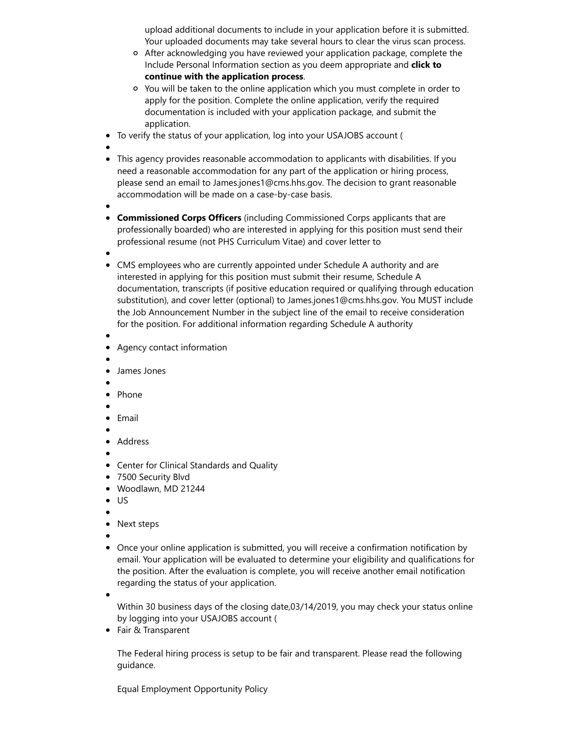upload additional documents to include in your application before it is submitted. Your uploaded documents may take several hours to clear the virus scan process.

  - After acknowledging you have reviewed your application package, complete the Include Personal Information section as you deem appropriate and **click to continue with the application process**.
  - You will be taken to the online application which you must complete in order to apply for the position. Complete the online application, verify the required documentation is included with your application package, and submit the application.

- To verify the status of your application, log into your USAJOBS account (
- 
- This agency provides reasonable accommodation to applicants with disabilities. If you need a reasonable accommodation for any part of the application or hiring process, please send an email to James.jones1@cms.hhs.gov. The decision to grant reasonable accommodation will be made on a case-by-case basis.
- 
- **Commissioned Corps Officers** (including Commissioned Corps applicants that are professionally boarded) who are interested in applying for this position must send their professional resume (not PHS Curriculum Vitae) and cover letter to
- 
- CMS employees who are currently appointed under Schedule A authority and are interested in applying for this position must submit their resume, Schedule A documentation, transcripts (if positive education required or qualifying through education substitution), and cover letter (optional) to James.jones1@cms.hhs.gov. You MUST include the Job Announcement Number in the subject line of the email to receive consideration for the position. For additional information regarding Schedule A authority
- 
- Agency contact information
- 
- James Jones
- 
- Phone
- 
- Email
- 
- Address
- 
- Center for Clinical Standards and Quality
- 7500 Security Blvd
- Woodlawn, MD 21244
- US
- 
- Next steps
- 
- Once your online application is submitted, you will receive a confirmation notification by email. Your application will be evaluated to determine your eligibility and qualifications for the position. After the evaluation is complete, you will receive another email notification regarding the status of your application.
- 

  Within 30 business days of the closing date,03/14/2019, you may check your status online by logging into your USAJOBS account (
- Fair & Transparent

  The Federal hiring process is setup to be fair and transparent. Please read the following guidance.

  Equal Employment Opportunity Policy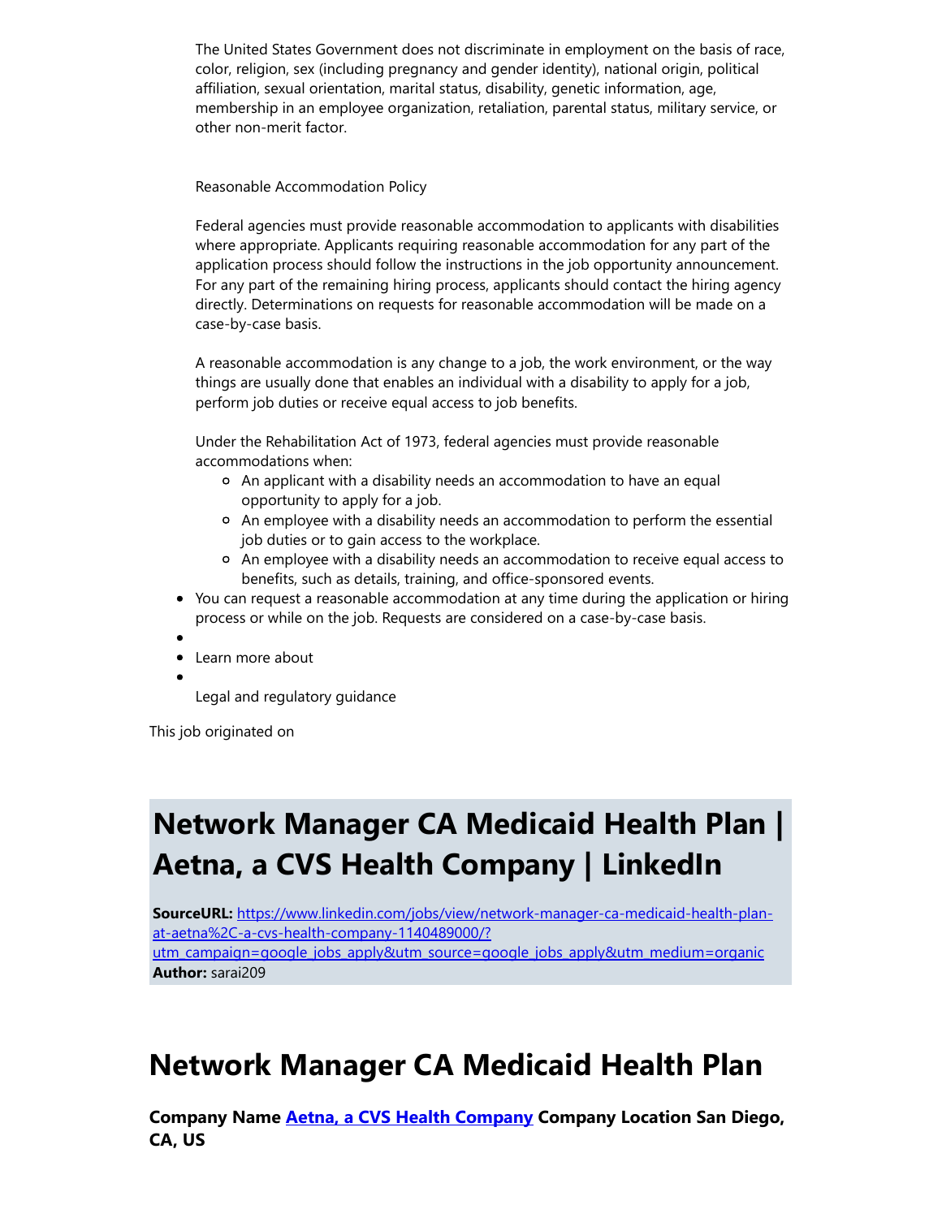The United States Government does not discriminate in employment on the basis of race, color, religion, sex (including pregnancy and gender identity), national origin, political affiliation, sexual orientation, marital status, disability, genetic information, age, membership in an employee organization, retaliation, parental status, military service, or other non-merit factor.

Reasonable Accommodation Policy

Federal agencies must provide reasonable accommodation to applicants with disabilities where appropriate. Applicants requiring reasonable accommodation for any part of the application process should follow the instructions in the job opportunity announcement. For any part of the remaining hiring process, applicants should contact the hiring agency directly. Determinations on requests for reasonable accommodation will be made on a case-by-case basis.

A reasonable accommodation is any change to a job, the work environment, or the way things are usually done that enables an individual with a disability to apply for a job, perform job duties or receive equal access to job benefits.

Under the Rehabilitation Act of 1973, federal agencies must provide reasonable accommodations when:

- An applicant with a disability needs an accommodation to have an equal opportunity to apply for a job.
- An employee with a disability needs an accommodation to perform the essential job duties or to gain access to the workplace.
- An employee with a disability needs an accommodation to receive equal access to benefits, such as details, training, and office-sponsored events.

- You can request a reasonable accommodation at any time during the application or hiring process or while on the job. Requests are considered on a case-by-case basis.
- 
- Learn more about
- 

Legal and regulatory guidance

This job originated on

# Network Manager CA Medicaid Health Plan | Aetna, a CVS Health Company | LinkedIn

**SourceURL:** https://www.linkedin.com/jobs/view/network-manager-ca-medicaid-health-plan-at-aetna%2C-a-cvs-health-company-1140489000/?utm_campaign=google_jobs_apply&utm_source=google_jobs_apply&utm_medium=organic
**Author:** sarai209

# Network Manager CA Medicaid Health Plan

**Company Name Aetna, a CVS Health Company Company Location San Diego, CA, US**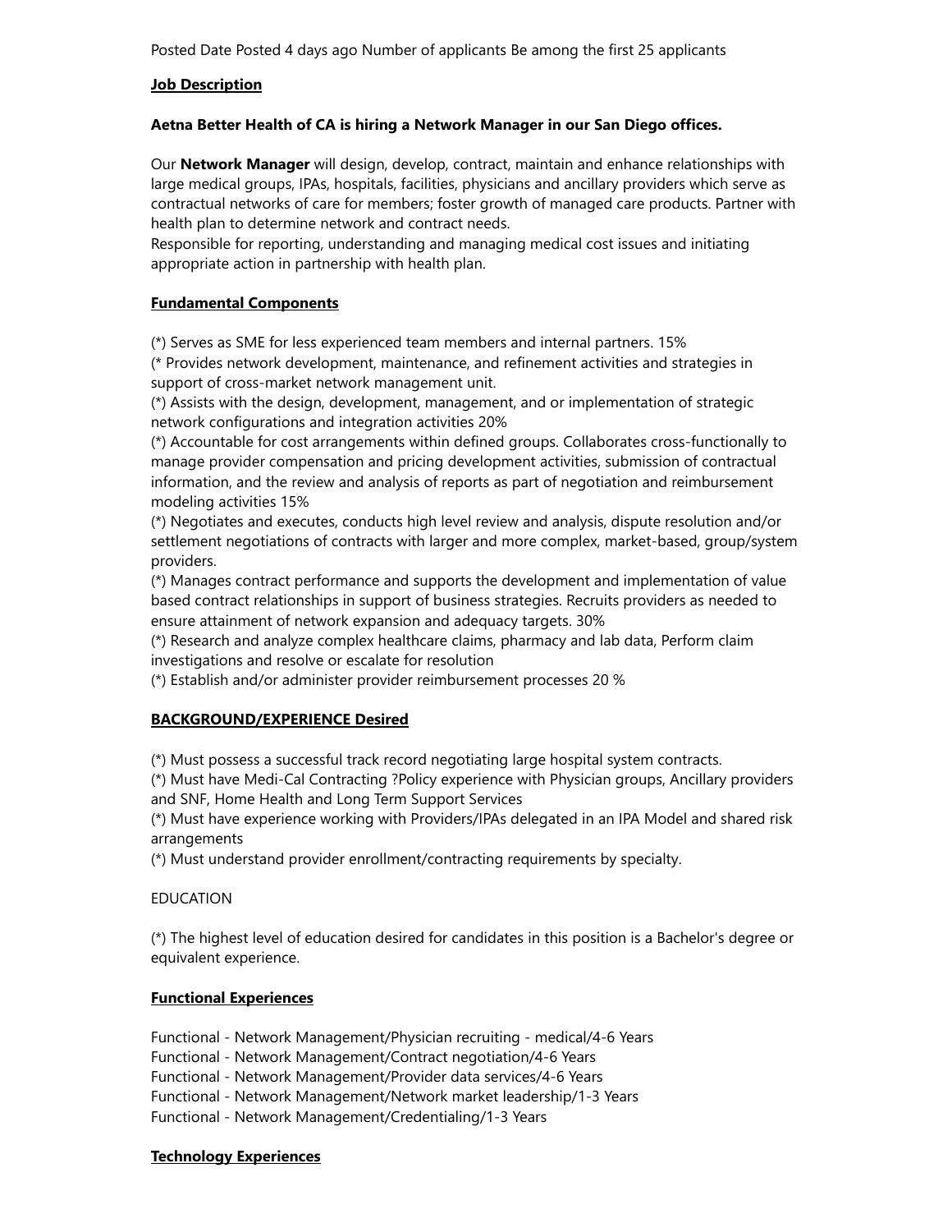Posted Date Posted 4 days ago Number of applicants Be among the first 25 applicants

**Job Description**

**Aetna Better Health of CA is hiring a Network Manager in our San Diego offices.**

Our **Network Manager** will design, develop, contract, maintain and enhance relationships with large medical groups, IPAs, hospitals, facilities, physicians and ancillary providers which serve as contractual networks of care for members; foster growth of managed care products. Partner with health plan to determine network and contract needs.
Responsible for reporting, understanding and managing medical cost issues and initiating appropriate action in partnership with health plan.

**Fundamental Components**

(*) Serves as SME for less experienced team members and internal partners. 15%
(* Provides network development, maintenance, and refinement activities and strategies in support of cross-market network management unit.
(*) Assists with the design, development, management, and or implementation of strategic network configurations and integration activities 20%
(*) Accountable for cost arrangements within defined groups. Collaborates cross-functionally to manage provider compensation and pricing development activities, submission of contractual information, and the review and analysis of reports as part of negotiation and reimbursement modeling activities 15%
(*) Negotiates and executes, conducts high level review and analysis, dispute resolution and/or settlement negotiations of contracts with larger and more complex, market-based, group/system providers.
(*) Manages contract performance and supports the development and implementation of value based contract relationships in support of business strategies. Recruits providers as needed to ensure attainment of network expansion and adequacy targets. 30%
(*) Research and analyze complex healthcare claims, pharmacy and lab data, Perform claim investigations and resolve or escalate for resolution
(*) Establish and/or administer provider reimbursement processes 20 %

**BACKGROUND/EXPERIENCE Desired**

(*) Must possess a successful track record negotiating large hospital system contracts.
(*) Must have Medi-Cal Contracting ?Policy experience with Physician groups, Ancillary providers and SNF, Home Health and Long Term Support Services
(*) Must have experience working with Providers/IPAs delegated in an IPA Model and shared risk arrangements
(*) Must understand provider enrollment/contracting requirements by specialty.

EDUCATION

(*) The highest level of education desired for candidates in this position is a Bachelor's degree or equivalent experience.

**Functional Experiences**

Functional - Network Management/Physician recruiting - medical/4-6 Years
Functional - Network Management/Contract negotiation/4-6 Years
Functional - Network Management/Provider data services/4-6 Years
Functional - Network Management/Network market leadership/1-3 Years
Functional - Network Management/Credentialing/1-3 Years

**Technology Experiences**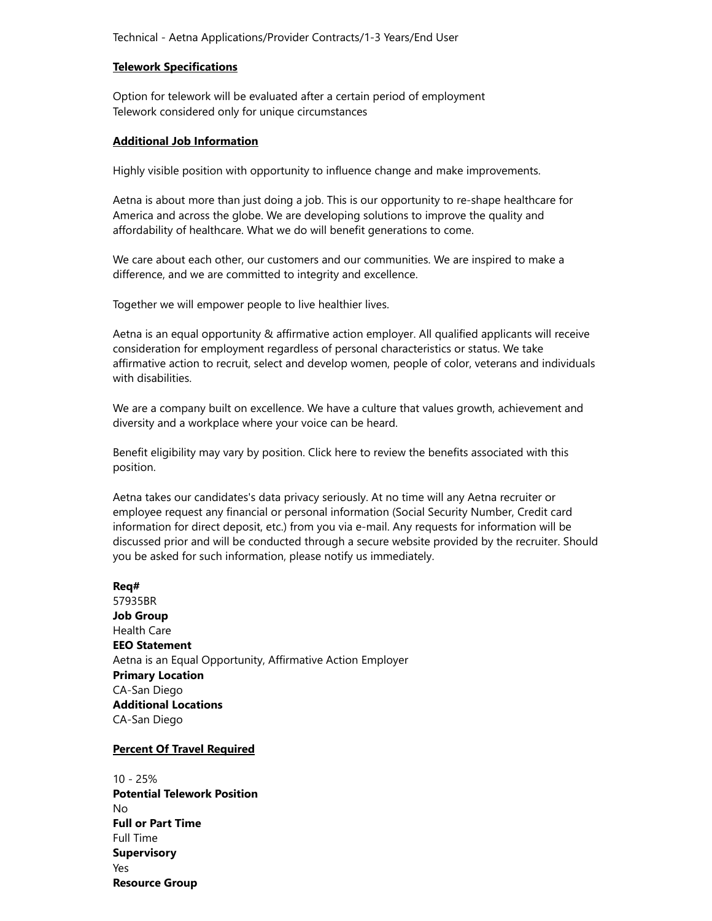Technical - Aetna Applications/Provider Contracts/1-3 Years/End User

**Telework Specifications**

Option for telework will be evaluated after a certain period of employment
Telework considered only for unique circumstances

**Additional Job Information**

Highly visible position with opportunity to influence change and make improvements.

Aetna is about more than just doing a job. This is our opportunity to re-shape healthcare for America and across the globe. We are developing solutions to improve the quality and affordability of healthcare. What we do will benefit generations to come.

We care about each other, our customers and our communities. We are inspired to make a difference, and we are committed to integrity and excellence.

Together we will empower people to live healthier lives.

Aetna is an equal opportunity & affirmative action employer. All qualified applicants will receive consideration for employment regardless of personal characteristics or status. We take affirmative action to recruit, select and develop women, people of color, veterans and individuals with disabilities.

We are a company built on excellence. We have a culture that values growth, achievement and diversity and a workplace where your voice can be heard.

Benefit eligibility may vary by position. Click here to review the benefits associated with this position.

Aetna takes our candidates's data privacy seriously. At no time will any Aetna recruiter or employee request any financial or personal information (Social Security Number, Credit card information for direct deposit, etc.) from you via e-mail. Any requests for information will be discussed prior and will be conducted through a secure website provided by the recruiter. Should you be asked for such information, please notify us immediately.

**Req#**
57935BR
**Job Group**
Health Care
**EEO Statement**
Aetna is an Equal Opportunity, Affirmative Action Employer
**Primary Location**
CA-San Diego
**Additional Locations**
CA-San Diego

**Percent Of Travel Required**

10 - 25%
**Potential Telework Position**
No
**Full or Part Time**
Full Time
**Supervisory**
Yes
**Resource Group**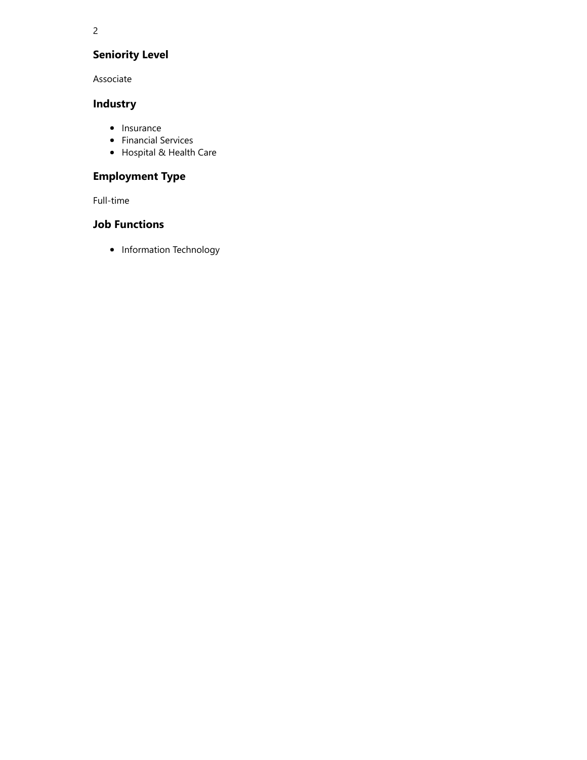### Seniority Level

Associate

### Industry

- Insurance
- Financial Services
- Hospital & Health Care

### Employment Type

Full-time

### Job Functions

- Information Technology